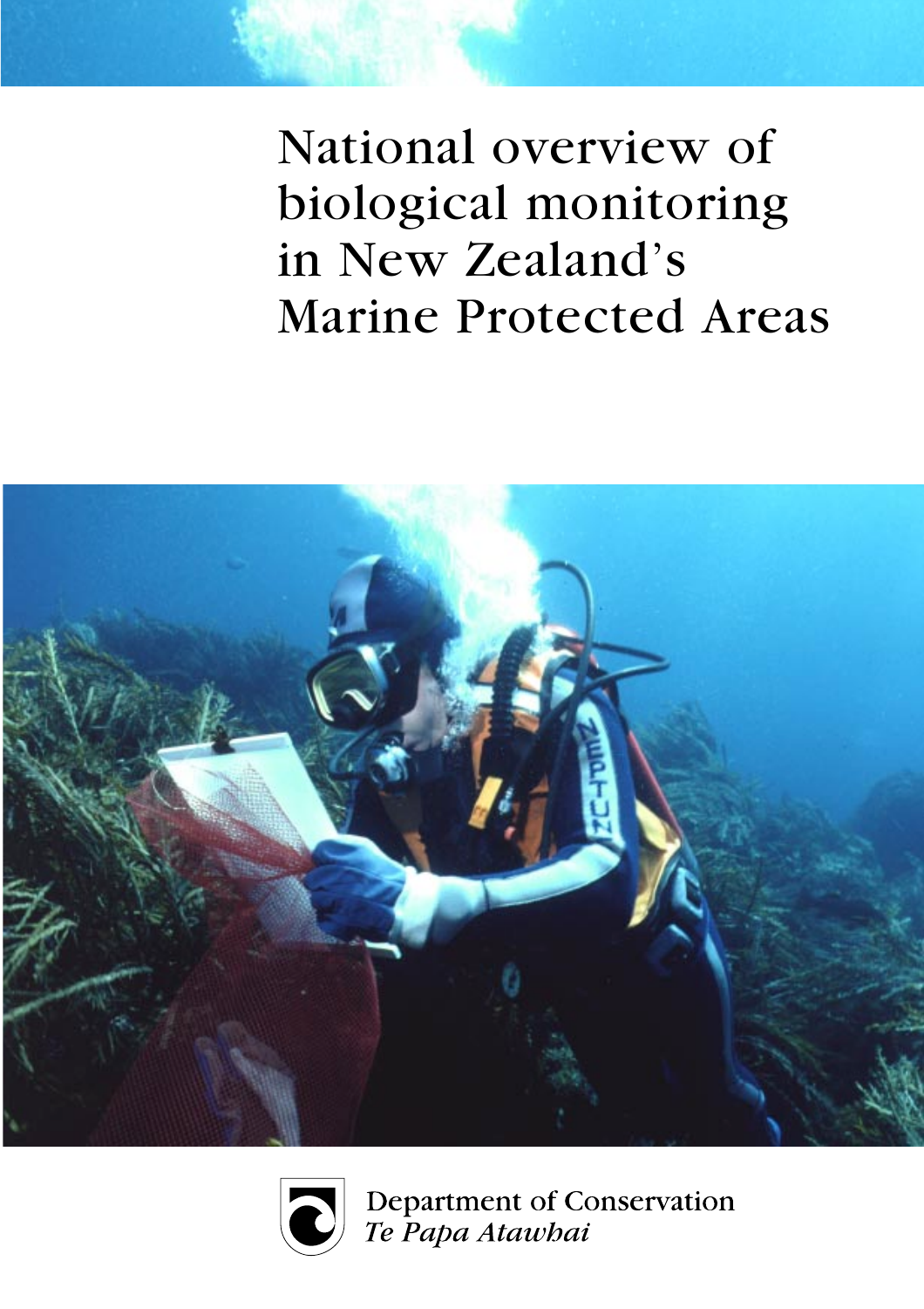# National overview of biological monitoring in New Zealand's Marine Protected Areas

Department of Conservation

*Te Papa Atawhai*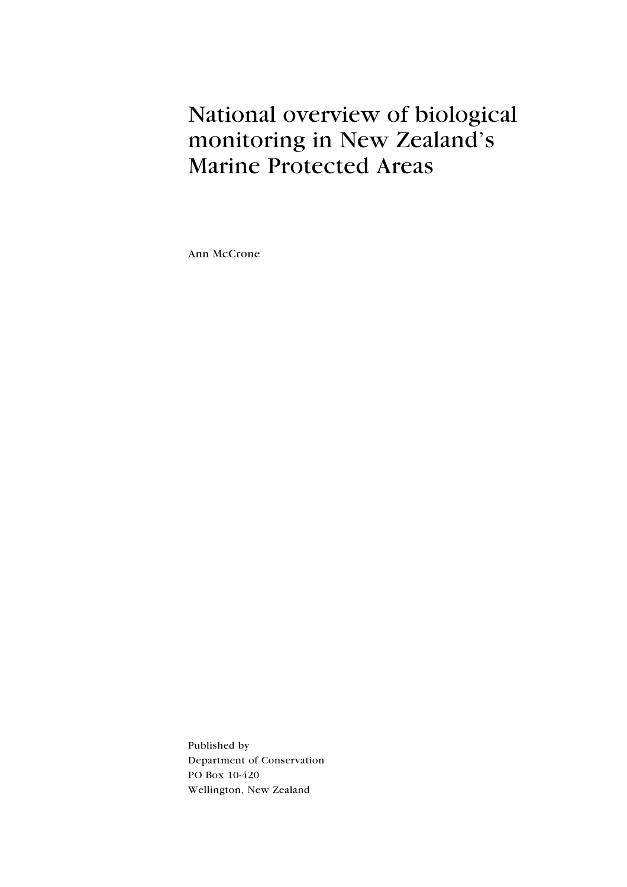# National overview of biological monitoring in New Zealand's Marine Protected Areas

Ann McCrone

Published by
Department of Conservation
PO Box 10-420
Wellington, New Zealand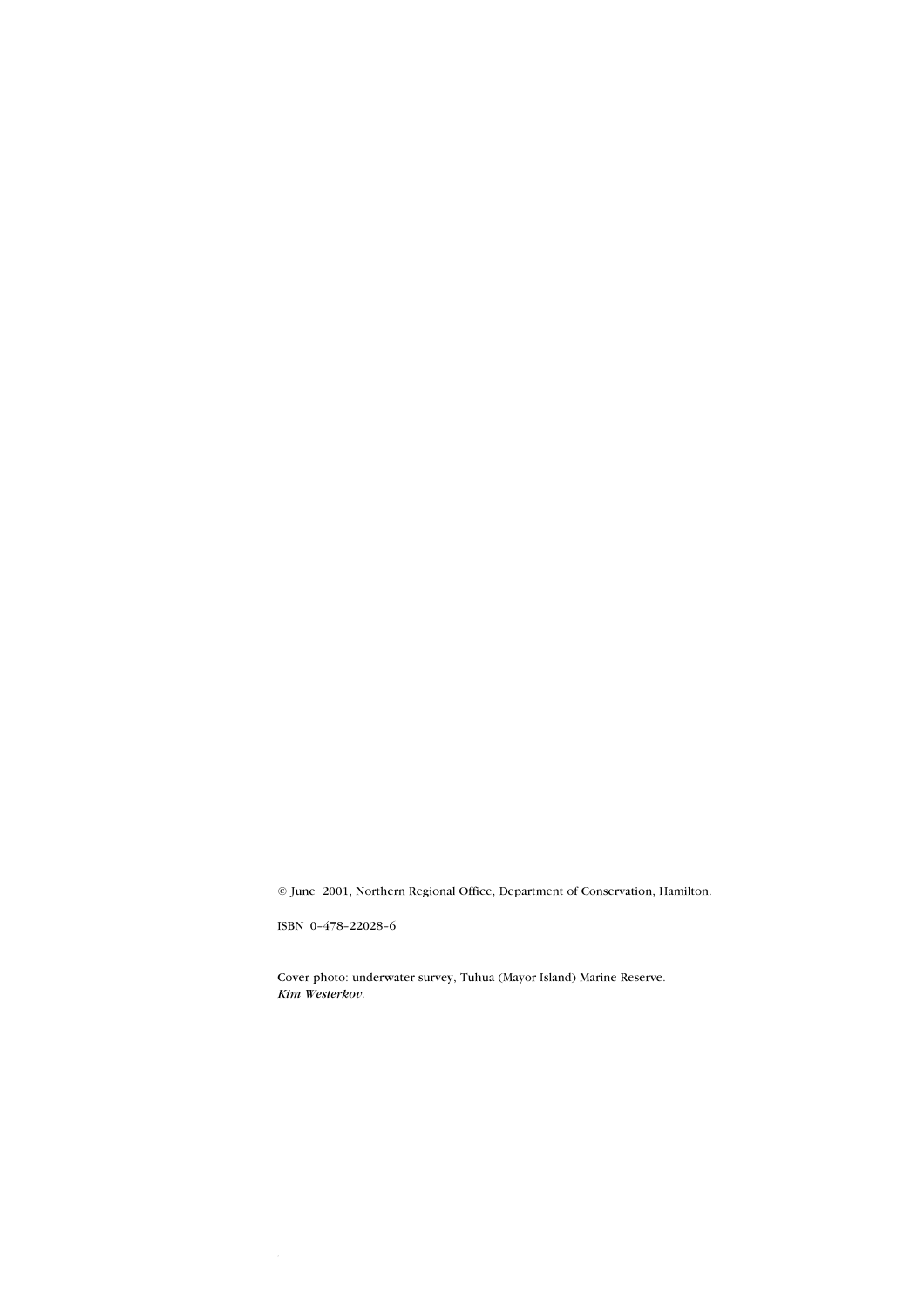© June 2001, Northern Regional Office, Department of Conservation, Hamilton.

ISBN 0-478-22028-6

Cover photo: underwater survey, Tuhua (Mayor Island) Marine Reserve.
*Kim Westerkov.*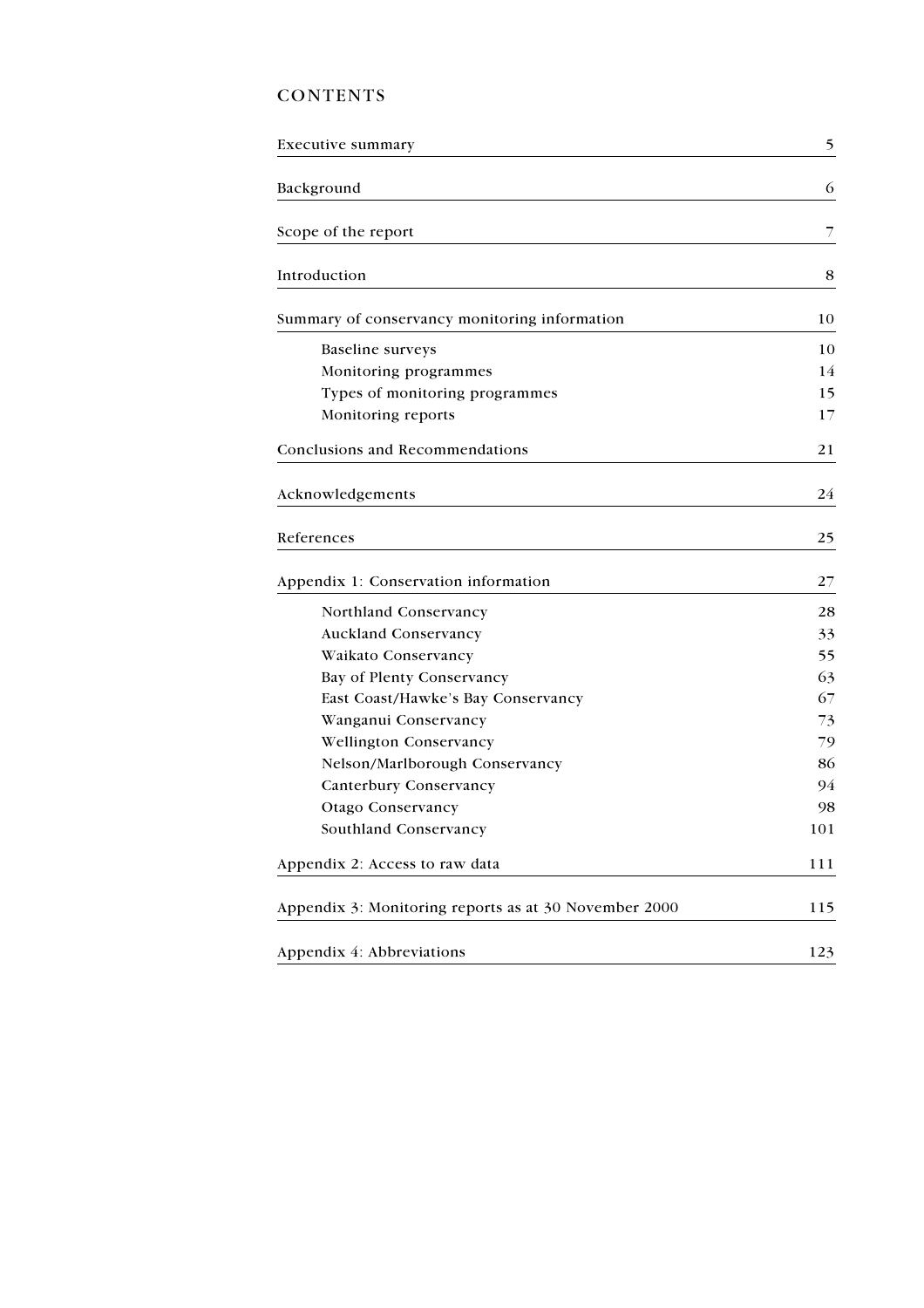# CONTENTS

| | |
|---|---|
| Executive summary | 5 |
| Background | 6 |
| Scope of the report | 7 |
| Introduction | 8 |
| Summary of conservancy monitoring information | 10 |
| Baseline surveys | 10 |
| Monitoring programmes | 14 |
| Types of monitoring programmes | 15 |
| Monitoring reports | 17 |
| Conclusions and Recommendations | 21 |
| Acknowledgements | 24 |
| References | 25 |
| Appendix 1: Conservation information | 27 |
| Northland Conservancy | 28 |
| Auckland Conservancy | 33 |
| Waikato Conservancy | 55 |
| Bay of Plenty Conservancy | 63 |
| East Coast/Hawke's Bay Conservancy | 67 |
| Wanganui Conservancy | 73 |
| Wellington Conservancy | 79 |
| Nelson/Marlborough Conservancy | 86 |
| Canterbury Conservancy | 94 |
| Otago Conservancy | 98 |
| Southland Conservancy | 101 |
| Appendix 2: Access to raw data | 111 |
| Appendix 3: Monitoring reports as at 30 November 2000 | 115 |
| Appendix 4: Abbreviations | 123 |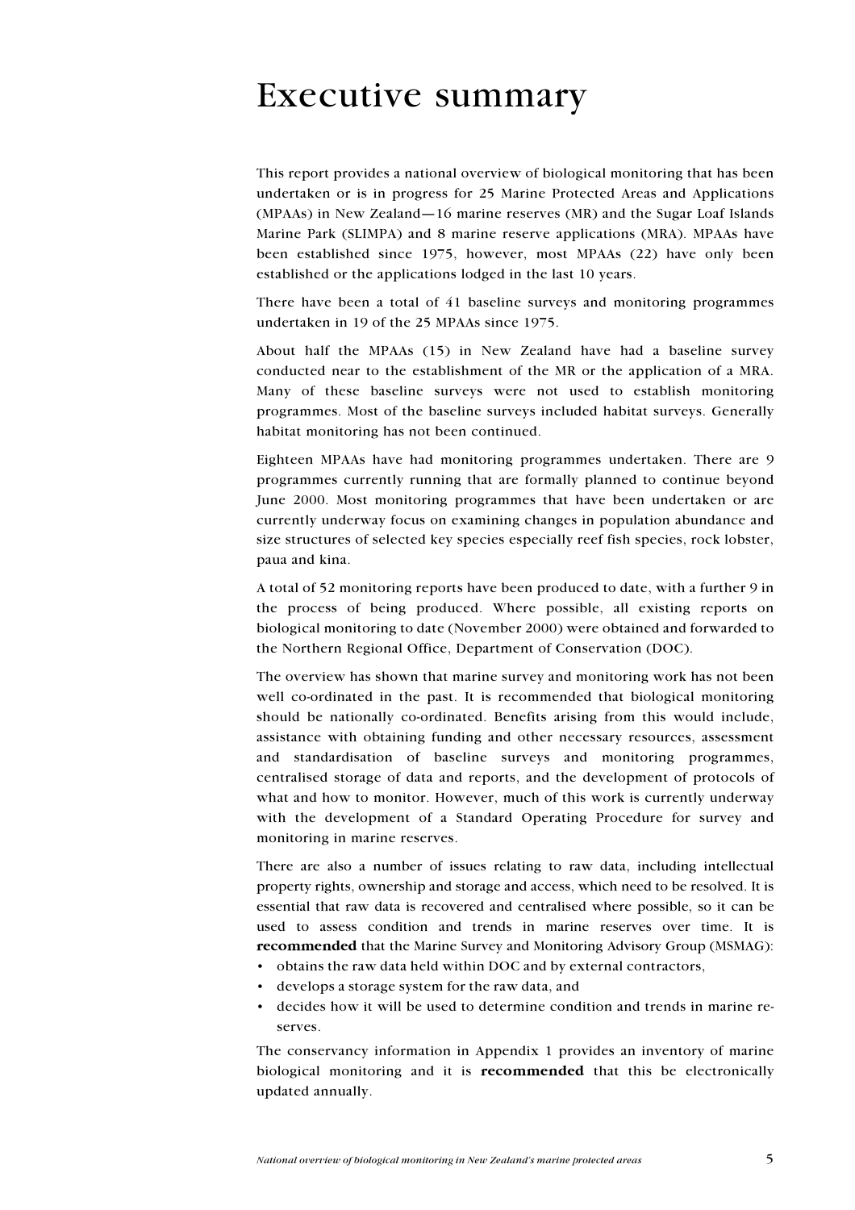# Executive summary

This report provides a national overview of biological monitoring that has been undertaken or is in progress for 25 Marine Protected Areas and Applications (MPAAs) in New Zealand—16 marine reserves (MR) and the Sugar Loaf Islands Marine Park (SLIMPA) and 8 marine reserve applications (MRA). MPAAs have been established since 1975, however, most MPAAs (22) have only been established or the applications lodged in the last 10 years.

There have been a total of 41 baseline surveys and monitoring programmes undertaken in 19 of the 25 MPAAs since 1975.

About half the MPAAs (15) in New Zealand have had a baseline survey conducted near to the establishment of the MR or the application of a MRA. Many of these baseline surveys were not used to establish monitoring programmes. Most of the baseline surveys included habitat surveys. Generally habitat monitoring has not been continued.

Eighteen MPAAs have had monitoring programmes undertaken. There are 9 programmes currently running that are formally planned to continue beyond June 2000. Most monitoring programmes that have been undertaken or are currently underway focus on examining changes in population abundance and size structures of selected key species especially reef fish species, rock lobster, paua and kina.

A total of 52 monitoring reports have been produced to date, with a further 9 in the process of being produced. Where possible, all existing reports on biological monitoring to date (November 2000) were obtained and forwarded to the Northern Regional Office, Department of Conservation (DOC).

The overview has shown that marine survey and monitoring work has not been well co-ordinated in the past. It is recommended that biological monitoring should be nationally co-ordinated. Benefits arising from this would include, assistance with obtaining funding and other necessary resources, assessment and standardisation of baseline surveys and monitoring programmes, centralised storage of data and reports, and the development of protocols of what and how to monitor. However, much of this work is currently underway with the development of a Standard Operating Procedure for survey and monitoring in marine reserves.

There are also a number of issues relating to raw data, including intellectual property rights, ownership and storage and access, which need to be resolved. It is essential that raw data is recovered and centralised where possible, so it can be used to assess condition and trends in marine reserves over time. It is **recommended** that the Marine Survey and Monitoring Advisory Group (MSMAG):

- obtains the raw data held within DOC and by external contractors,
- develops a storage system for the raw data, and
- decides how it will be used to determine condition and trends in marine reserves.

The conservancy information in Appendix 1 provides an inventory of marine biological monitoring and it is **recommended** that this be electronically updated annually.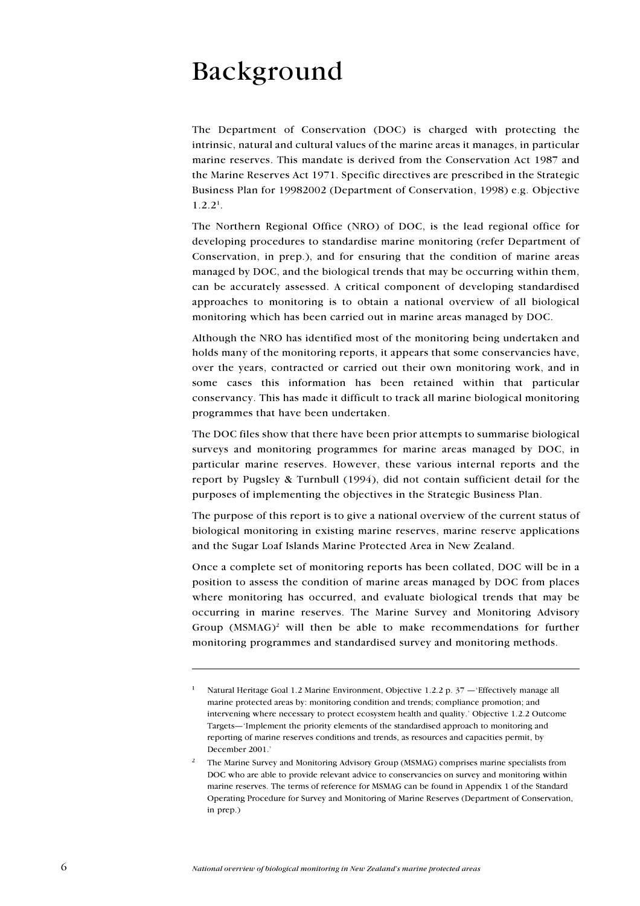# Background

The Department of Conservation (DOC) is charged with protecting the intrinsic, natural and cultural values of the marine areas it manages, in particular marine reserves. This mandate is derived from the Conservation Act 1987 and the Marine Reserves Act 1971. Specific directives are prescribed in the Strategic Business Plan for 19982002 (Department of Conservation, 1998) e.g. Objective 1.2.2[1].

The Northern Regional Office (NRO) of DOC, is the lead regional office for developing procedures to standardise marine monitoring (refer Department of Conservation, in prep.), and for ensuring that the condition of marine areas managed by DOC, and the biological trends that may be occurring within them, can be accurately assessed. A critical component of developing standardised approaches to monitoring is to obtain a national overview of all biological monitoring which has been carried out in marine areas managed by DOC.

Although the NRO has identified most of the monitoring being undertaken and holds many of the monitoring reports, it appears that some conservancies have, over the years, contracted or carried out their own monitoring work, and in some cases this information has been retained within that particular conservancy. This has made it difficult to track all marine biological monitoring programmes that have been undertaken.

The DOC files show that there have been prior attempts to summarise biological surveys and monitoring programmes for marine areas managed by DOC, in particular marine reserves. However, these various internal reports and the report by Pugsley & Turnbull (1994), did not contain sufficient detail for the purposes of implementing the objectives in the Strategic Business Plan.

The purpose of this report is to give a national overview of the current status of biological monitoring in existing marine reserves, marine reserve applications and the Sugar Loaf Islands Marine Protected Area in New Zealand.

Once a complete set of monitoring reports has been collated, DOC will be in a position to assess the condition of marine areas managed by DOC from places where monitoring has occurred, and evaluate biological trends that may be occurring in marine reserves. The Marine Survey and Monitoring Advisory Group (MSMAG)[2] will then be able to make recommendations for further monitoring programmes and standardised survey and monitoring methods.

---

[1] Natural Heritage Goal 1.2 Marine Environment, Objective 1.2.2 p. 37 —'Effectively manage all marine protected areas by: monitoring condition and trends; compliance promotion; and intervening where necessary to protect ecosystem health and quality.' Objective 1.2.2 Outcome Targets—'Implement the priority elements of the standardised approach to monitoring and reporting of marine reserves conditions and trends, as resources and capacities permit, by December 2001.'

[2] The Marine Survey and Monitoring Advisory Group (MSMAG) comprises marine specialists from DOC who are able to provide relevant advice to conservancies on survey and monitoring within marine reserves. The terms of reference for MSMAG can be found in Appendix 1 of the Standard Operating Procedure for Survey and Monitoring of Marine Reserves (Department of Conservation, in prep.)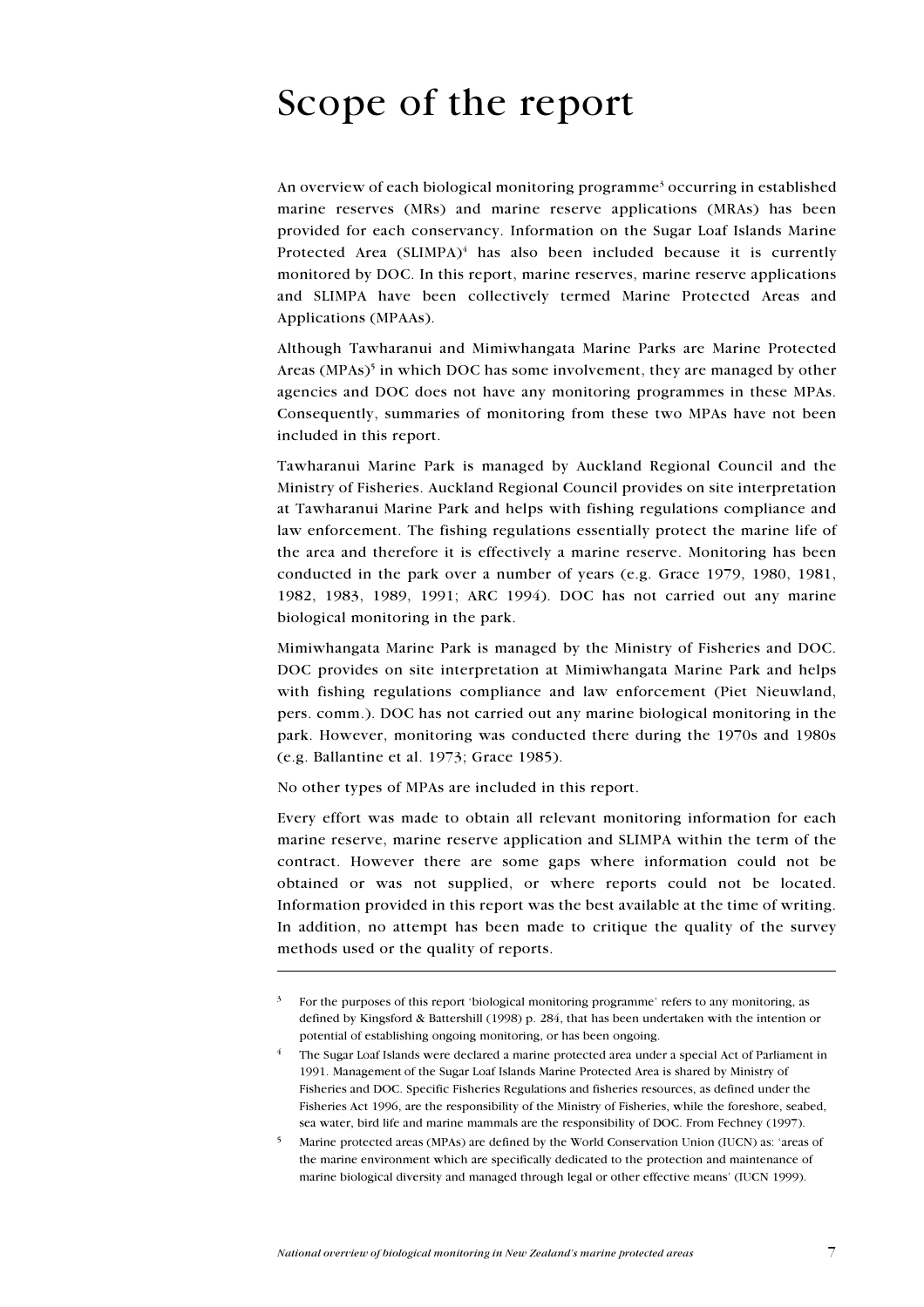# Scope of the report

An overview of each biological monitoring programme[3] occurring in established marine reserves (MRs) and marine reserve applications (MRAs) has been provided for each conservancy. Information on the Sugar Loaf Islands Marine Protected Area (SLIMPA)[4] has also been included because it is currently monitored by DOC. In this report, marine reserves, marine reserve applications and SLIMPA have been collectively termed Marine Protected Areas and Applications (MPAAs).

Although Tawharanui and Mimiwhangata Marine Parks are Marine Protected Areas (MPAs)[5] in which DOC has some involvement, they are managed by other agencies and DOC does not have any monitoring programmes in these MPAs. Consequently, summaries of monitoring from these two MPAs have not been included in this report.

Tawharanui Marine Park is managed by Auckland Regional Council and the Ministry of Fisheries. Auckland Regional Council provides on site interpretation at Tawharanui Marine Park and helps with fishing regulations compliance and law enforcement. The fishing regulations essentially protect the marine life of the area and therefore it is effectively a marine reserve. Monitoring has been conducted in the park over a number of years (e.g. Grace 1979, 1980, 1981, 1982, 1983, 1989, 1991; ARC 1994). DOC has not carried out any marine biological monitoring in the park.

Mimiwhangata Marine Park is managed by the Ministry of Fisheries and DOC. DOC provides on site interpretation at Mimiwhangata Marine Park and helps with fishing regulations compliance and law enforcement (Piet Nieuwland, pers. comm.). DOC has not carried out any marine biological monitoring in the park. However, monitoring was conducted there during the 1970s and 1980s (e.g. Ballantine et al. 1973; Grace 1985).

No other types of MPAs are included in this report.

Every effort was made to obtain all relevant monitoring information for each marine reserve, marine reserve application and SLIMPA within the term of the contract. However there are some gaps where information could not be obtained or was not supplied, or where reports could not be located. Information provided in this report was the best available at the time of writing. In addition, no attempt has been made to critique the quality of the survey methods used or the quality of reports.

---

[3] For the purposes of this report 'biological monitoring programme' refers to any monitoring, as defined by Kingsford & Battershill (1998) p. 284, that has been undertaken with the intention or potential of establishing ongoing monitoring, or has been ongoing.

[4] The Sugar Loaf Islands were declared a marine protected area under a special Act of Parliament in 1991. Management of the Sugar Loaf Islands Marine Protected Area is shared by Ministry of Fisheries and DOC. Specific Fisheries Regulations and fisheries resources, as defined under the Fisheries Act 1996, are the responsibility of the Ministry of Fisheries, while the foreshore, seabed, sea water, bird life and marine mammals are the responsibility of DOC. From Fechney (1997).

[5] Marine protected areas (MPAs) are defined by the World Conservation Union (IUCN) as: 'areas of the marine environment which are specifically dedicated to the protection and maintenance of marine biological diversity and managed through legal or other effective means' (IUCN 1999).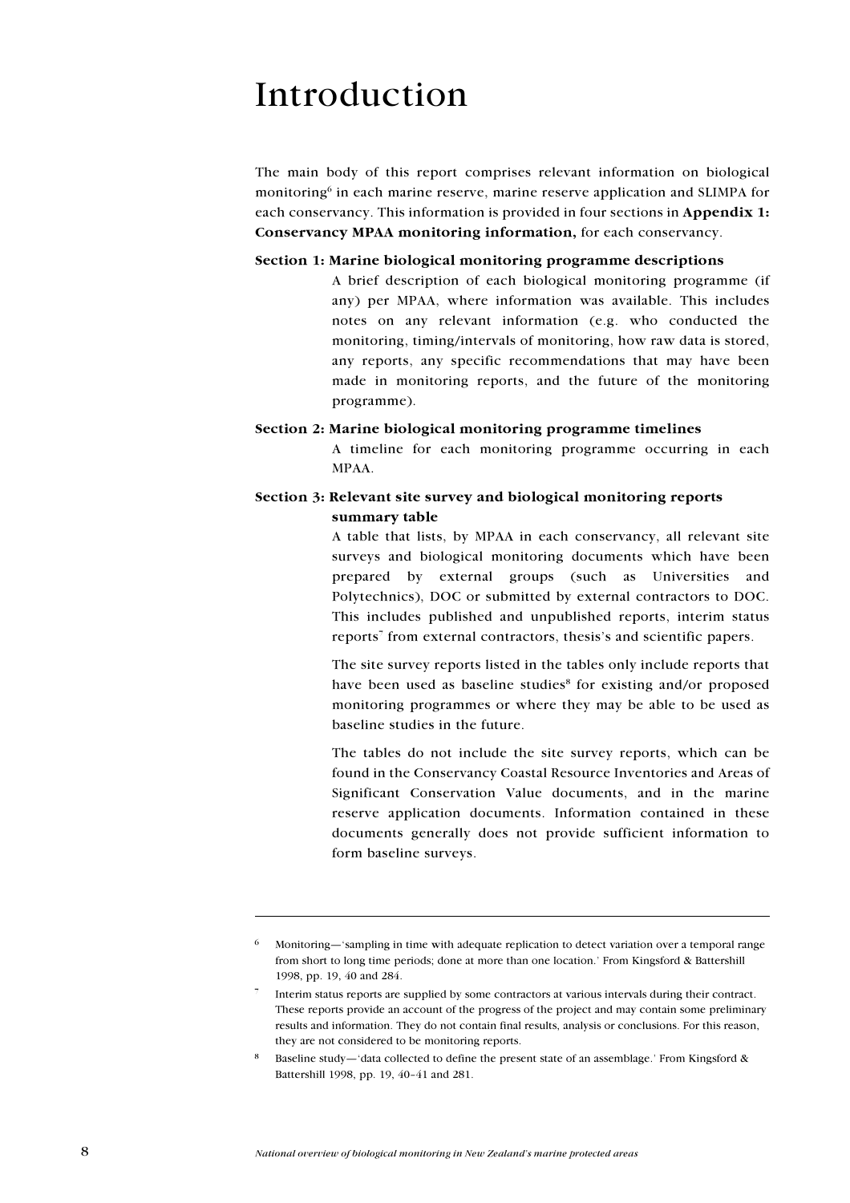# Introduction

The main body of this report comprises relevant information on biological monitoring[6] in each marine reserve, marine reserve application and SLIMPA for each conservancy. This information is provided in four sections in **Appendix 1: Conservancy MPAA monitoring information,** for each conservancy.

**Section 1: Marine biological monitoring programme descriptions**

A brief description of each biological monitoring programme (if any) per MPAA, where information was available. This includes notes on any relevant information (e.g. who conducted the monitoring, timing/intervals of monitoring, how raw data is stored, any reports, any specific recommendations that may have been made in monitoring reports, and the future of the monitoring programme).

**Section 2: Marine biological monitoring programme timelines**

A timeline for each monitoring programme occurring in each MPAA.

**Section 3: Relevant site survey and biological monitoring reports summary table**

A table that lists, by MPAA in each conservancy, all relevant site surveys and biological monitoring documents which have been prepared by external groups (such as Universities and Polytechnics), DOC or submitted by external contractors to DOC. This includes published and unpublished reports, interim status reports[7] from external contractors, thesis's and scientific papers.

The site survey reports listed in the tables only include reports that have been used as baseline studies[8] for existing and/or proposed monitoring programmes or where they may be able to be used as baseline studies in the future.

The tables do not include the site survey reports, which can be found in the Conservancy Coastal Resource Inventories and Areas of Significant Conservation Value documents, and in the marine reserve application documents. Information contained in these documents generally does not provide sufficient information to form baseline surveys.

---

[6] Monitoring—'sampling in time with adequate replication to detect variation over a temporal range from short to long time periods; done at more than one location.' From Kingsford & Battershill 1998, pp. 19, 40 and 284.

[7] Interim status reports are supplied by some contractors at various intervals during their contract. These reports provide an account of the progress of the project and may contain some preliminary results and information. They do not contain final results, analysis or conclusions. For this reason, they are not considered to be monitoring reports.

[8] Baseline study—'data collected to define the present state of an assemblage.' From Kingsford & Battershill 1998, pp. 19, 40–41 and 281.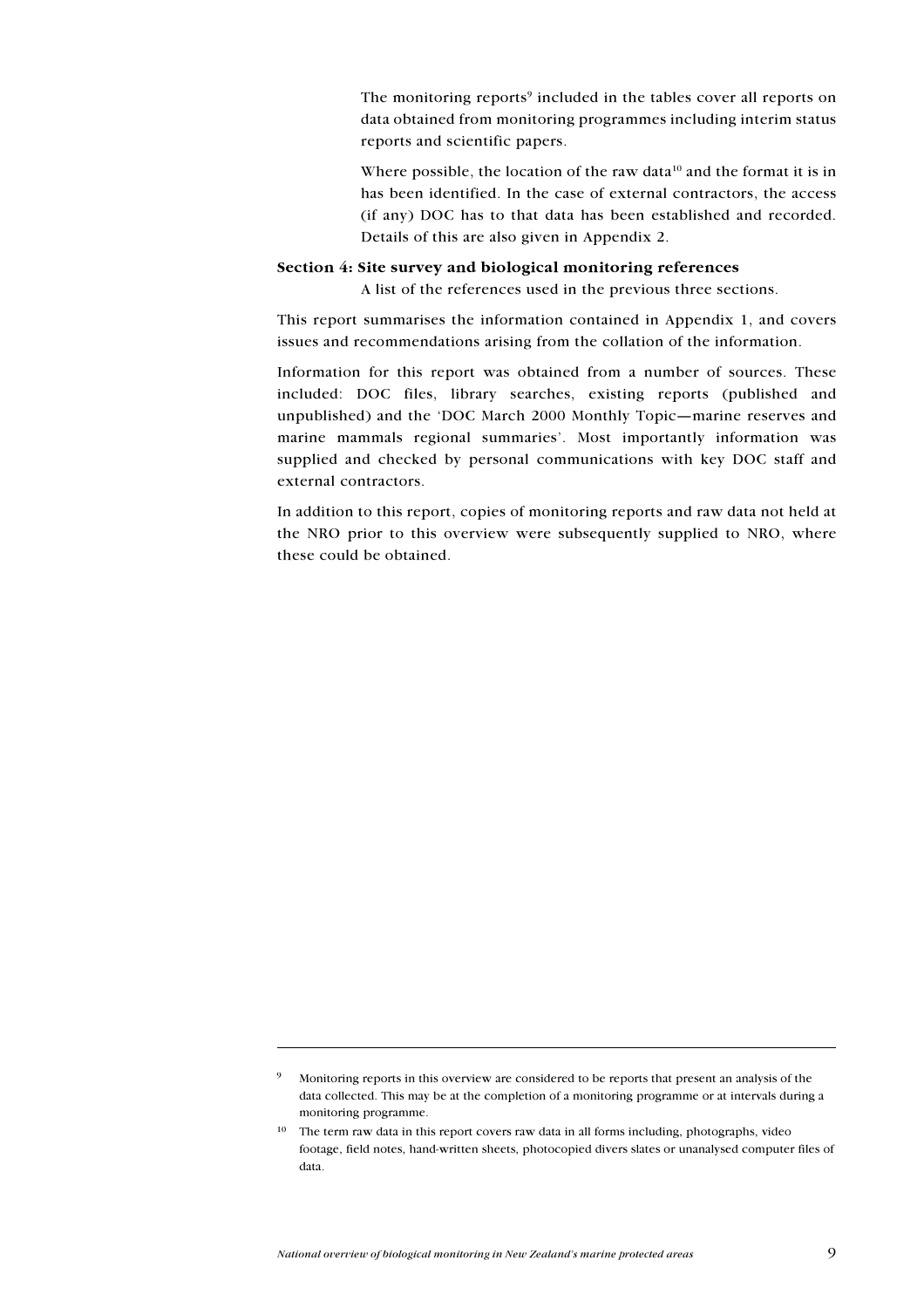The monitoring reports[9] included in the tables cover all reports on data obtained from monitoring programmes including interim status reports and scientific papers.

Where possible, the location of the raw data[10] and the format it is in has been identified. In the case of external contractors, the access (if any) DOC has to that data has been established and recorded. Details of this are also given in Appendix 2.

**Section 4: Site survey and biological monitoring references**

A list of the references used in the previous three sections.

This report summarises the information contained in Appendix 1, and covers issues and recommendations arising from the collation of the information.

Information for this report was obtained from a number of sources. These included: DOC files, library searches, existing reports (published and unpublished) and the 'DOC March 2000 Monthly Topic—marine reserves and marine mammals regional summaries'. Most importantly information was supplied and checked by personal communications with key DOC staff and external contractors.

In addition to this report, copies of monitoring reports and raw data not held at the NRO prior to this overview were subsequently supplied to NRO, where these could be obtained.

---

[9] Monitoring reports in this overview are considered to be reports that present an analysis of the data collected. This may be at the completion of a monitoring programme or at intervals during a monitoring programme.

[10] The term raw data in this report covers raw data in all forms including, photographs, video footage, field notes, hand-written sheets, photocopied divers slates or unanalysed computer files of data.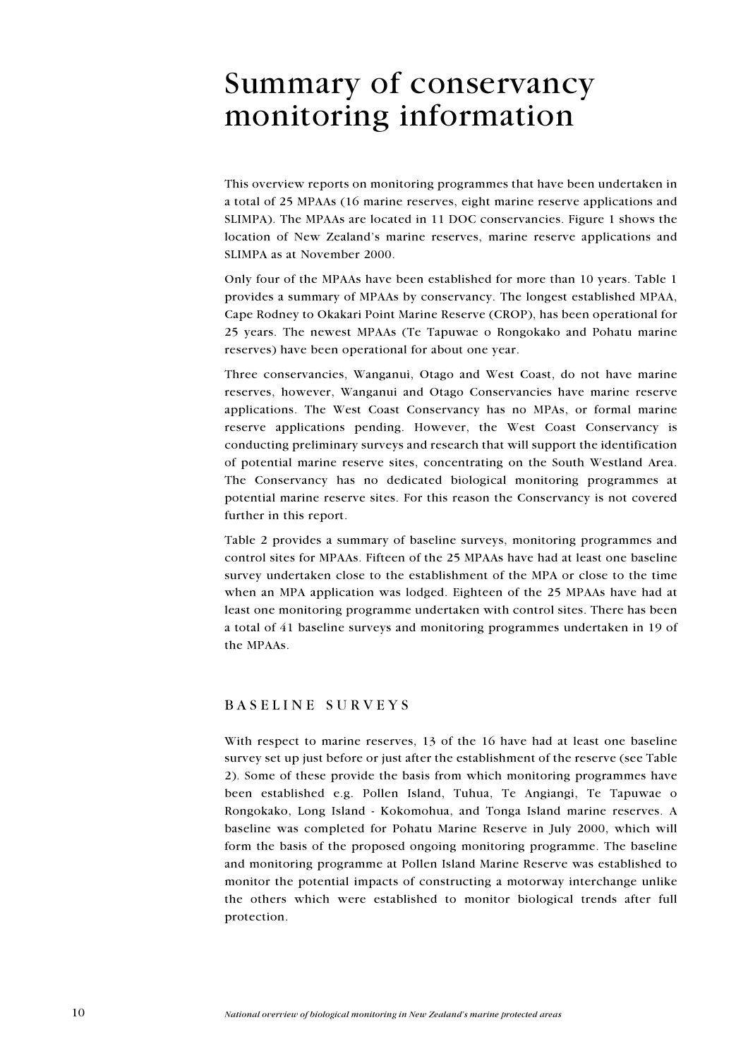# Summary of conservancy monitoring information

This overview reports on monitoring programmes that have been undertaken in a total of 25 MPAAs (16 marine reserves, eight marine reserve applications and SLIMPA). The MPAAs are located in 11 DOC conservancies. Figure 1 shows the location of New Zealand's marine reserves, marine reserve applications and SLIMPA as at November 2000.

Only four of the MPAAs have been established for more than 10 years. Table 1 provides a summary of MPAAs by conservancy. The longest established MPAA, Cape Rodney to Okakari Point Marine Reserve (CROP), has been operational for 25 years. The newest MPAAs (Te Tapuwae o Rongokako and Pohatu marine reserves) have been operational for about one year.

Three conservancies, Wanganui, Otago and West Coast, do not have marine reserves, however, Wanganui and Otago Conservancies have marine reserve applications. The West Coast Conservancy has no MPAs, or formal marine reserve applications pending. However, the West Coast Conservancy is conducting preliminary surveys and research that will support the identification of potential marine reserve sites, concentrating on the South Westland Area. The Conservancy has no dedicated biological monitoring programmes at potential marine reserve sites. For this reason the Conservancy is not covered further in this report.

Table 2 provides a summary of baseline surveys, monitoring programmes and control sites for MPAAs. Fifteen of the 25 MPAAs have had at least one baseline survey undertaken close to the establishment of the MPA or close to the time when an MPA application was lodged. Eighteen of the 25 MPAAs have had at least one monitoring programme undertaken with control sites. There has been a total of 41 baseline surveys and monitoring programmes undertaken in 19 of the MPAAs.

## BASELINE SURVEYS

With respect to marine reserves, 13 of the 16 have had at least one baseline survey set up just before or just after the establishment of the reserve (see Table 2). Some of these provide the basis from which monitoring programmes have been established e.g. Pollen Island, Tuhua, Te Angiangi, Te Tapuwae o Rongokako, Long Island - Kokomohua, and Tonga Island marine reserves. A baseline was completed for Pohatu Marine Reserve in July 2000, which will form the basis of the proposed ongoing monitoring programme. The baseline and monitoring programme at Pollen Island Marine Reserve was established to monitor the potential impacts of constructing a motorway interchange unlike the others which were established to monitor biological trends after full protection.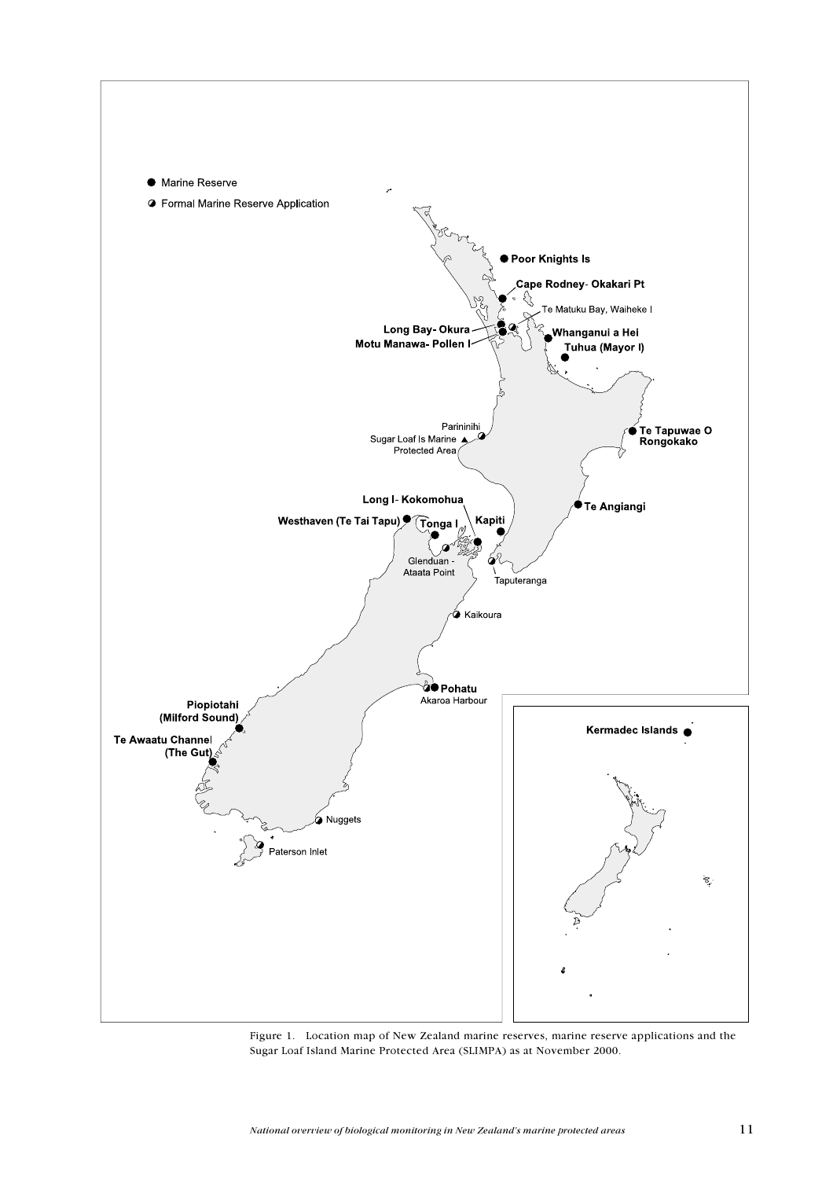Figure 1. Location map of New Zealand marine reserves, marine reserve applications and the Sugar Loaf Island Marine Protected Area (SLIMPA) as at November 2000.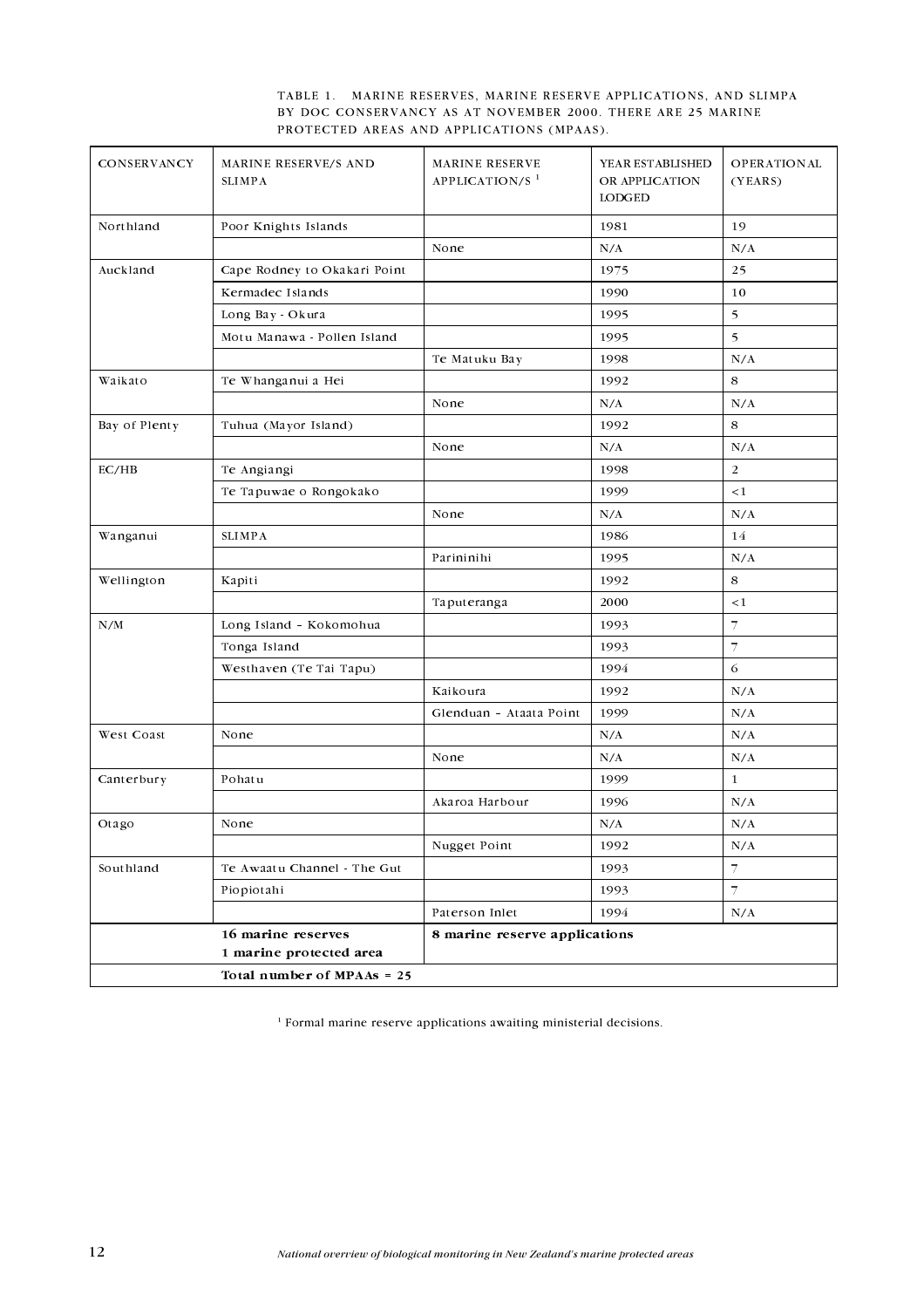TABLE 1. MARINE RESERVES, MARINE RESERVE APPLICATIONS, AND SLIMPA BY DOC CONSERVANCY AS AT NOVEMBER 2000. THERE ARE 25 MARINE PROTECTED AREAS AND APPLICATIONS (MPAAS).

| CONSERVANCY | MARINE RESERVE/S AND SLIMPA | MARINE RESERVE APPLICATION/S [1] | YEAR ESTABLISHED OR APPLICATION LODGED | OPERATIONAL (YEARS) |
|---|---|---|---|---|
| Northland | Poor Knights Islands | | 1981 | 19 |
| | | None | N/A | N/A |
| Auckland | Cape Rodney to Okakari Point | | 1975 | 25 |
| | Kermadec Islands | | 1990 | 10 |
| | Long Bay - Okura | | 1995 | 5 |
| | Motu Manawa - Pollen Island | | 1995 | 5 |
| | | Te Matuku Bay | 1998 | N/A |
| Waikato | Te Whanganui a Hei | | 1992 | 8 |
| | | None | N/A | N/A |
| Bay of Plenty | Tuhua (Mayor Island) | | 1992 | 8 |
| | | None | N/A | N/A |
| EC/HB | Te Angiangi | | 1998 | 2 |
| | Te Tapuwae o Rongokako | | 1999 | <1 |
| | | None | N/A | N/A |
| Wanganui | SLIMPA | | 1986 | 14 |
| | | Parininihi | 1995 | N/A |
| Wellington | Kapiti | | 1992 | 8 |
| | | Taputeranga | 2000 | <1 |
| N/M | Long Island - Kokomohua | | 1993 | 7 |
| | Tonga Island | | 1993 | 7 |
| | Westhaven (Te Tai Tapu) | | 1994 | 6 |
| | | Kaikoura | 1992 | N/A |
| | | Glenduan - Ataata Point | 1999 | N/A |
| West Coast | None | | N/A | N/A |
| | | None | N/A | N/A |
| Canterbury | Pohatu | | 1999 | 1 |
| | | Akaroa Harbour | 1996 | N/A |
| Otago | None | | N/A | N/A |
| | | Nugget Point | 1992 | N/A |
| Southland | Te Awaatu Channel - The Gut | | 1993 | 7 |
| | Piopiotahi | | 1993 | 7 |
| | | Paterson Inlet | 1994 | N/A |
| | **16 marine reserves** **1 marine protected area** | **8 marine reserve applications** | | |
| | **Total number of MPAAs = 25** | | | |

[1] Formal marine reserve applications awaiting ministerial decisions.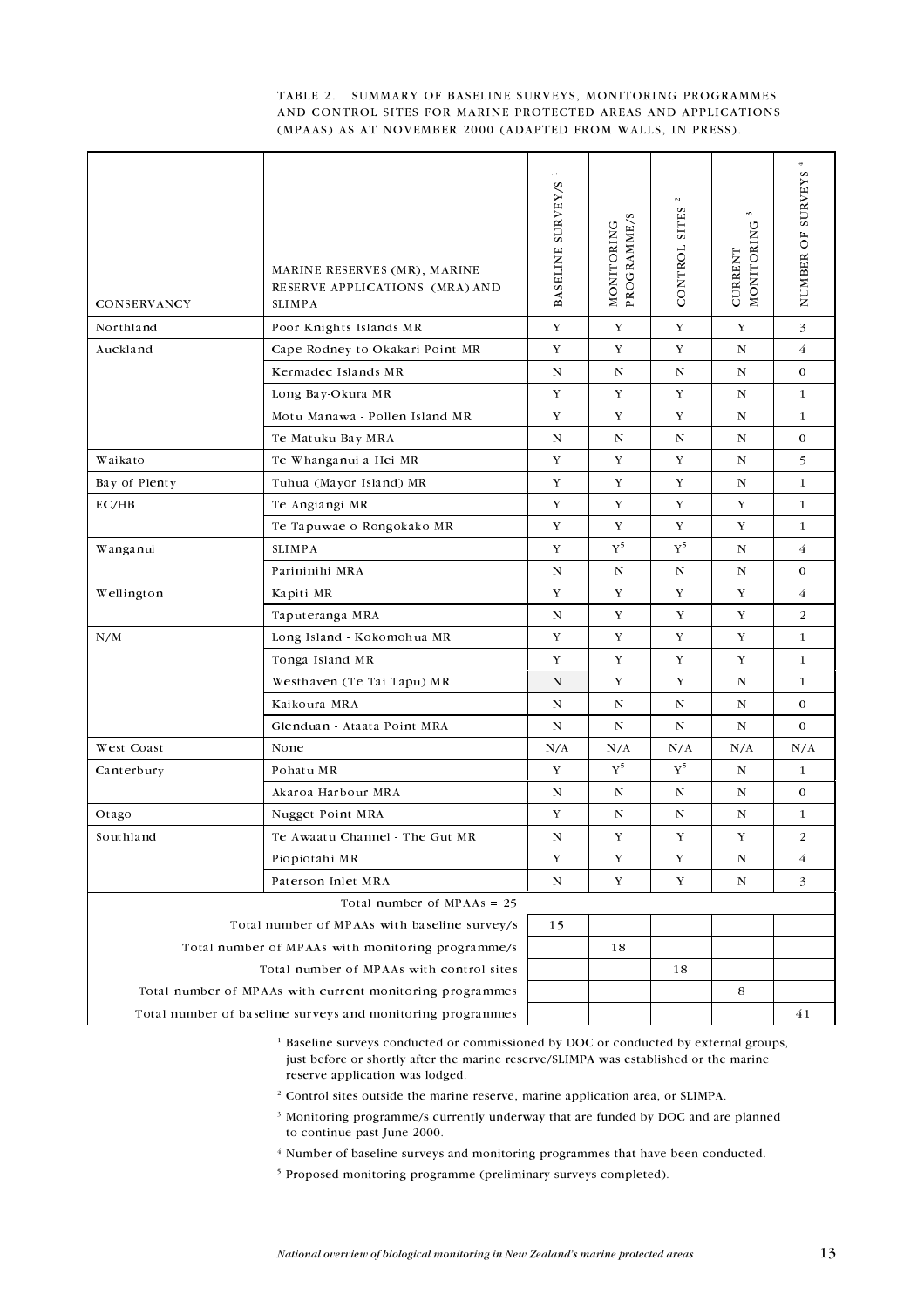TABLE 2. SUMMARY OF BASELINE SURVEYS, MONITORING PROGRAMMES AND CONTROL SITES FOR MARINE PROTECTED AREAS AND APPLICATIONS (MPAAS) AS AT NOVEMBER 2000 (ADAPTED FROM WALLS, IN PRESS).

| CONSERVANCY | MARINE RESERVES (MR), MARINE RESERVE APPLICATIONS (MRA) AND SLIMPA | BASELINE SURVEY/S [1] | MONITORING PROGRAMME/S | CONTROL SITES [2] | CURRENT MONITORING [3] | NUMBER OF SURVEYS [4] |
|---|---|---|---|---|---|---|
| Northland | Poor Knights Islands MR | Y | Y | Y | Y | 3 |
| Auckland | Cape Rodney to Okakari Point MR | Y | Y | Y | N | 4 |
| | Kermadec Islands MR | N | N | N | N | 0 |
| | Long Bay-Okura MR | Y | Y | Y | N | 1 |
| | Motu Manawa - Pollen Island MR | Y | Y | Y | N | 1 |
| | Te Matuku Bay MRA | N | N | N | N | 0 |
| Waikato | Te Whanganui a Hei MR | Y | Y | Y | N | 5 |
| Bay of Plenty | Tuhua (Mayor Island) MR | Y | Y | Y | N | 1 |
| EC/HB | Te Angiangi MR | Y | Y | Y | Y | 1 |
| | Te Tapuwae o Rongokako MR | Y | Y | Y | Y | 1 |
| Wanganui | SLIMPA | Y | Y[5] | Y[5] | N | 4 |
| | Parininihi MRA | N | N | N | N | 0 |
| Wellington | Kapiti MR | Y | Y | Y | Y | 4 |
| | Taputeranga MRA | N | Y | Y | Y | 2 |
| N/M | Long Island - Kokomohua MR | Y | Y | Y | Y | 1 |
| | Tonga Island MR | Y | Y | Y | Y | 1 |
| | Westhaven (Te Tai Tapu) MR | N | Y | Y | N | 1 |
| | Kaikoura MRA | N | N | N | N | 0 |
| | Glenduan - Ataata Point MRA | N | N | N | N | 0 |
| West Coast | None | N/A | N/A | N/A | N/A | N/A |
| Canterbury | Pohatu MR | Y | Y[5] | Y[5] | N | 1 |
| | Akaroa Harbour MRA | N | N | N | N | 0 |
| Otago | Nugget Point MRA | Y | N | N | N | 1 |
| Southland | Te Awaatu Channel - The Gut MR | N | Y | Y | Y | 2 |
| | Piopiotahi MR | Y | Y | Y | N | 4 |
| | Paterson Inlet MRA | N | Y | Y | N | 3 |
| | Total number of MPAAs = 25 | | | | | |
| | Total number of MPAAs with baseline survey/s | 15 | | | | |
| | Total number of MPAAs with monitoring programme/s | | 18 | | | |
| | Total number of MPAAs with control sites | | | 18 | | |
| | Total number of MPAAs with current monitoring programmes | | | | 8 | |
| | Total number of baseline surveys and monitoring programmes | | | | | 41 |

[1] Baseline surveys conducted or commissioned by DOC or conducted by external groups, just before or shortly after the marine reserve/SLIMPA was established or the marine reserve application was lodged.

[2] Control sites outside the marine reserve, marine application area, or SLIMPA.

[3] Monitoring programme/s currently underway that are funded by DOC and are planned to continue past June 2000.

[4] Number of baseline surveys and monitoring programmes that have been conducted.

[5] Proposed monitoring programme (preliminary surveys completed).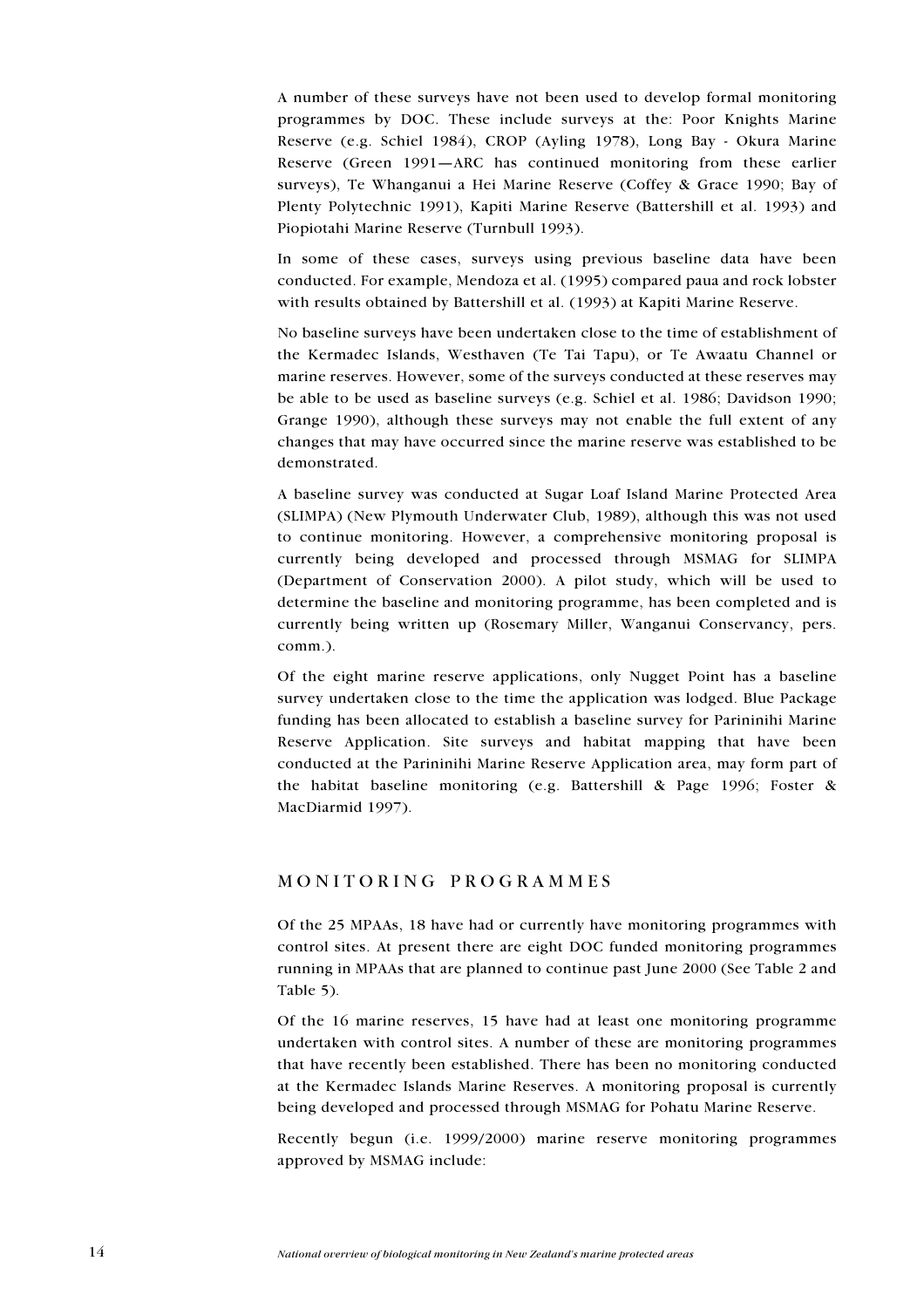A number of these surveys have not been used to develop formal monitoring programmes by DOC. These include surveys at the: Poor Knights Marine Reserve (e.g. Schiel 1984), CROP (Ayling 1978), Long Bay - Okura Marine Reserve (Green 1991—ARC has continued monitoring from these earlier surveys), Te Whanganui a Hei Marine Reserve (Coffey & Grace 1990; Bay of Plenty Polytechnic 1991), Kapiti Marine Reserve (Battershill et al. 1993) and Piopiotahi Marine Reserve (Turnbull 1993).

In some of these cases, surveys using previous baseline data have been conducted. For example, Mendoza et al. (1995) compared paua and rock lobster with results obtained by Battershill et al. (1993) at Kapiti Marine Reserve.

No baseline surveys have been undertaken close to the time of establishment of the Kermadec Islands, Westhaven (Te Tai Tapu), or Te Awaatu Channel or marine reserves. However, some of the surveys conducted at these reserves may be able to be used as baseline surveys (e.g. Schiel et al. 1986; Davidson 1990; Grange 1990), although these surveys may not enable the full extent of any changes that may have occurred since the marine reserve was established to be demonstrated.

A baseline survey was conducted at Sugar Loaf Island Marine Protected Area (SLIMPA) (New Plymouth Underwater Club, 1989), although this was not used to continue monitoring. However, a comprehensive monitoring proposal is currently being developed and processed through MSMAG for SLIMPA (Department of Conservation 2000). A pilot study, which will be used to determine the baseline and monitoring programme, has been completed and is currently being written up (Rosemary Miller, Wanganui Conservancy, pers. comm.).

Of the eight marine reserve applications, only Nugget Point has a baseline survey undertaken close to the time the application was lodged. Blue Package funding has been allocated to establish a baseline survey for Parininihi Marine Reserve Application. Site surveys and habitat mapping that have been conducted at the Parininihi Marine Reserve Application area, may form part of the habitat baseline monitoring (e.g. Battershill & Page 1996; Foster & MacDiarmid 1997).

## MONITORING PROGRAMMES

Of the 25 MPAAs, 18 have had or currently have monitoring programmes with control sites. At present there are eight DOC funded monitoring programmes running in MPAAs that are planned to continue past June 2000 (See Table 2 and Table 5).

Of the 16 marine reserves, 15 have had at least one monitoring programme undertaken with control sites. A number of these are monitoring programmes that have recently been established. There has been no monitoring conducted at the Kermadec Islands Marine Reserves. A monitoring proposal is currently being developed and processed through MSMAG for Pohatu Marine Reserve.

Recently begun (i.e. 1999/2000) marine reserve monitoring programmes approved by MSMAG include: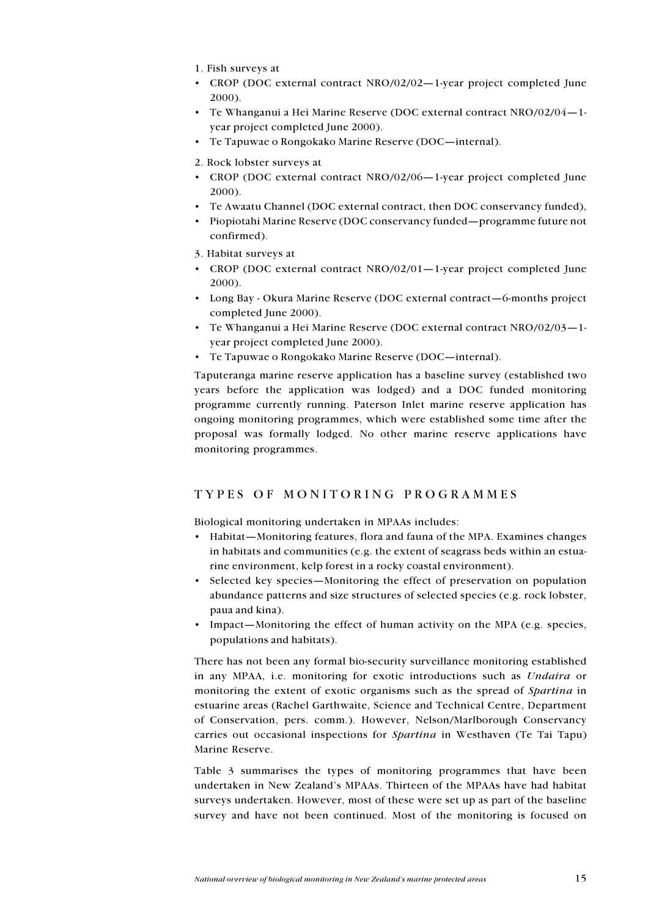1. Fish surveys at

- CROP (DOC external contract NRO/02/02—1-year project completed June 2000).
- Te Whanganui a Hei Marine Reserve (DOC external contract NRO/02/04—1-year project completed June 2000).
- Te Tapuwae o Rongokako Marine Reserve (DOC—internal).

2. Rock lobster surveys at

- CROP (DOC external contract NRO/02/06—1-year project completed June 2000).
- Te Awaatu Channel (DOC external contract, then DOC conservancy funded),
- Piopiotahi Marine Reserve (DOC conservancy funded—programme future not confirmed).

3. Habitat surveys at

- CROP (DOC external contract NRO/02/01—1-year project completed June 2000).
- Long Bay - Okura Marine Reserve (DOC external contract—6-months project completed June 2000).
- Te Whanganui a Hei Marine Reserve (DOC external contract NRO/02/03—1-year project completed June 2000).
- Te Tapuwae o Rongokako Marine Reserve (DOC—internal).

Taputeranga marine reserve application has a baseline survey (established two years before the application was lodged) and a DOC funded monitoring programme currently running. Paterson Inlet marine reserve application has ongoing monitoring programmes, which were established some time after the proposal was formally lodged. No other marine reserve applications have monitoring programmes.

## TYPES OF MONITORING PROGRAMMES

Biological monitoring undertaken in MPAAs includes:

- Habitat—Monitoring features, flora and fauna of the MPA. Examines changes in habitats and communities (e.g. the extent of seagrass beds within an estuarine environment, kelp forest in a rocky coastal environment).
- Selected key species—Monitoring the effect of preservation on population abundance patterns and size structures of selected species (e.g. rock lobster, paua and kina).
- Impact—Monitoring the effect of human activity on the MPA (e.g. species, populations and habitats).

There has not been any formal bio-security surveillance monitoring established in any MPAA, i.e. monitoring for exotic introductions such as *Undaira* or monitoring the extent of exotic organisms such as the spread of *Spartina* in estuarine areas (Rachel Garthwaite, Science and Technical Centre, Department of Conservation, pers. comm.). However, Nelson/Marlborough Conservancy carries out occasional inspections for *Spartina* in Westhaven (Te Tai Tapu) Marine Reserve.

Table 3 summarises the types of monitoring programmes that have been undertaken in New Zealand's MPAAs. Thirteen of the MPAAs have had habitat surveys undertaken. However, most of these were set up as part of the baseline survey and have not been continued. Most of the monitoring is focused on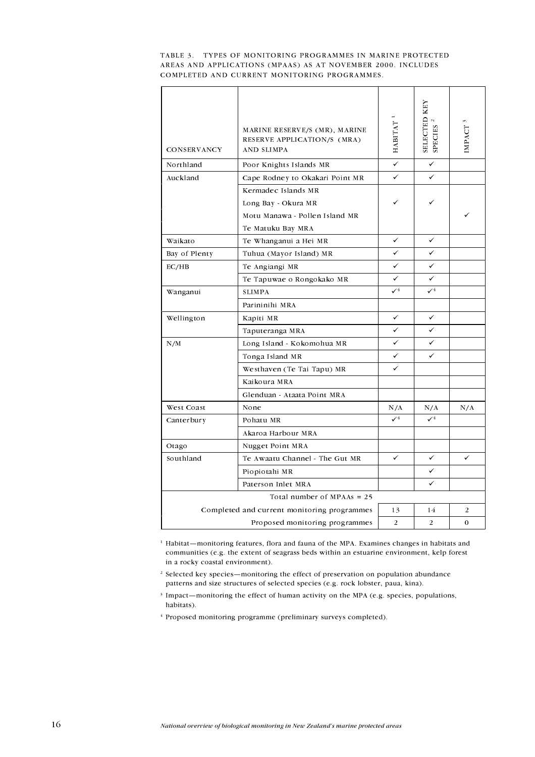TABLE 3. TYPES OF MONITORING PROGRAMMES IN MARINE PROTECTED AREAS AND APPLICATIONS (MPAAS) AS AT NOVEMBER 2000. INCLUDES COMPLETED AND CURRENT MONITORING PROGRAMMES.

| CONSERVANCY | MARINE RESERVE/S (MR), MARINE RESERVE APPLICATION/S (MRA) AND SLIMPA | HABITAT [1] | SELECTED KEY SPECIES [2] | IMPACT [3] |
|---|---|---|---|---|
| Northland | Poor Knights Islands MR | ✓ | ✓ | |
| Auckland | Cape Rodney to Okakari Point MR | ✓ | ✓ | |
| | Kermadec Islands MR<br>Long Bay - Okura MR<br>Motu Manawa - Pollen Island MR<br>Te Matuku Bay MRA | ✓ | ✓ | ✓ |
| Waikato | Te Whanganui a Hei MR | ✓ | ✓ | |
| Bay of Plenty | Tuhua (Mayor Island) MR | ✓ | ✓ | |
| EC/HB | Te Angiangi MR | ✓ | ✓ | |
| | Te Tapuwae o Rongokako MR | ✓ | ✓ | |
| Wanganui | SLIMPA | ✓[4] | ✓[4] | |
| | Parininihi MRA | | | |
| Wellington | Kapiti MR | ✓ | ✓ | |
| | Taputeranga MRA | ✓ | ✓ | |
| N/M | Long Island - Kokomohua MR | ✓ | ✓ | |
| | Tonga Island MR | ✓ | ✓ | |
| | Westhaven (Te Tai Tapu) MR | ✓ | | |
| | Kaikoura MRA | | | |
| | Glenduan - Ataata Point MRA | | | |
| West Coast | None | N/A | N/A | N/A |
| Canterbury | Pohatu MR | ✓[4] | ✓[4] | |
| | Akaroa Harbour MRA | | | |
| Otago | Nugget Point MRA | | | |
| Southland | Te Awaatu Channel - The Gut MR | ✓ | ✓ | ✓ |
| | Piopiotahi MR | | ✓ | |
| | Paterson Inlet MRA | | ✓ | |
| | Total number of MPAAs = 25 | | | |
| | Completed and current monitoring programmes | 13 | 14 | 2 |
| | Proposed monitoring programmes | 2 | 2 | 0 |

[1] Habitat—monitoring features, flora and fauna of the MPA. Examines changes in habitats and communities (e.g. the extent of seagrass beds within an estuarine environment, kelp forest in a rocky coastal environment).

[2] Selected key species—monitoring the effect of preservation on population abundance patterns and size structures of selected species (e.g. rock lobster, paua, kina).

[3] Impact—monitoring the effect of human activity on the MPA (e.g. species, populations, habitats).

[4] Proposed monitoring programme (preliminary surveys completed).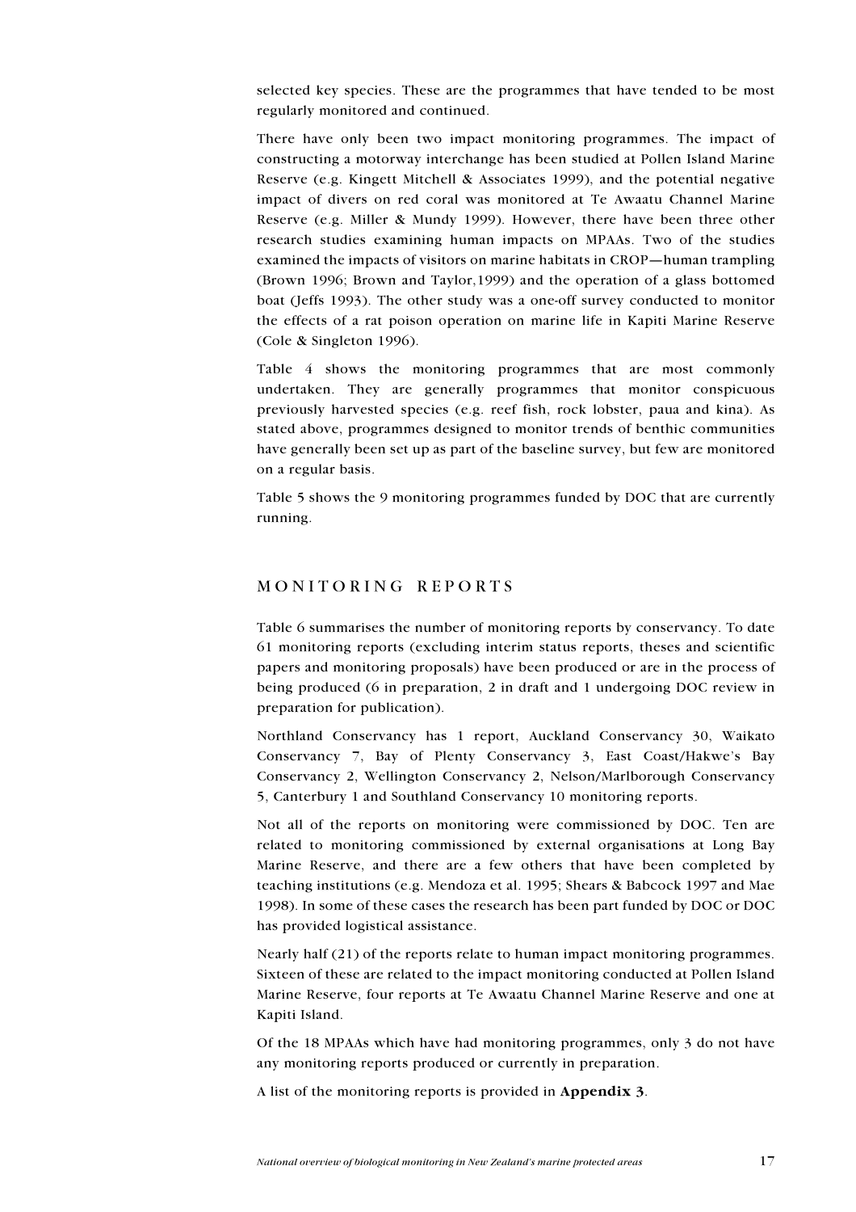selected key species. These are the programmes that have tended to be most regularly monitored and continued.

There have only been two impact monitoring programmes. The impact of constructing a motorway interchange has been studied at Pollen Island Marine Reserve (e.g. Kingett Mitchell & Associates 1999), and the potential negative impact of divers on red coral was monitored at Te Awaatu Channel Marine Reserve (e.g. Miller & Mundy 1999). However, there have been three other research studies examining human impacts on MPAAs. Two of the studies examined the impacts of visitors on marine habitats in CROP—human trampling (Brown 1996; Brown and Taylor,1999) and the operation of a glass bottomed boat (Jeffs 1993). The other study was a one-off survey conducted to monitor the effects of a rat poison operation on marine life in Kapiti Marine Reserve (Cole & Singleton 1996).

Table 4 shows the monitoring programmes that are most commonly undertaken. They are generally programmes that monitor conspicuous previously harvested species (e.g. reef fish, rock lobster, paua and kina). As stated above, programmes designed to monitor trends of benthic communities have generally been set up as part of the baseline survey, but few are monitored on a regular basis.

Table 5 shows the 9 monitoring programmes funded by DOC that are currently running.

## MONITORING REPORTS

Table 6 summarises the number of monitoring reports by conservancy. To date 61 monitoring reports (excluding interim status reports, theses and scientific papers and monitoring proposals) have been produced or are in the process of being produced (6 in preparation, 2 in draft and 1 undergoing DOC review in preparation for publication).

Northland Conservancy has 1 report, Auckland Conservancy 30, Waikato Conservancy 7, Bay of Plenty Conservancy 3, East Coast/Hakwe's Bay Conservancy 2, Wellington Conservancy 2, Nelson/Marlborough Conservancy 5, Canterbury 1 and Southland Conservancy 10 monitoring reports.

Not all of the reports on monitoring were commissioned by DOC. Ten are related to monitoring commissioned by external organisations at Long Bay Marine Reserve, and there are a few others that have been completed by teaching institutions (e.g. Mendoza et al. 1995; Shears & Babcock 1997 and Mae 1998). In some of these cases the research has been part funded by DOC or DOC has provided logistical assistance.

Nearly half (21) of the reports relate to human impact monitoring programmes. Sixteen of these are related to the impact monitoring conducted at Pollen Island Marine Reserve, four reports at Te Awaatu Channel Marine Reserve and one at Kapiti Island.

Of the 18 MPAAs which have had monitoring programmes, only 3 do not have any monitoring reports produced or currently in preparation.

A list of the monitoring reports is provided in **Appendix 3**.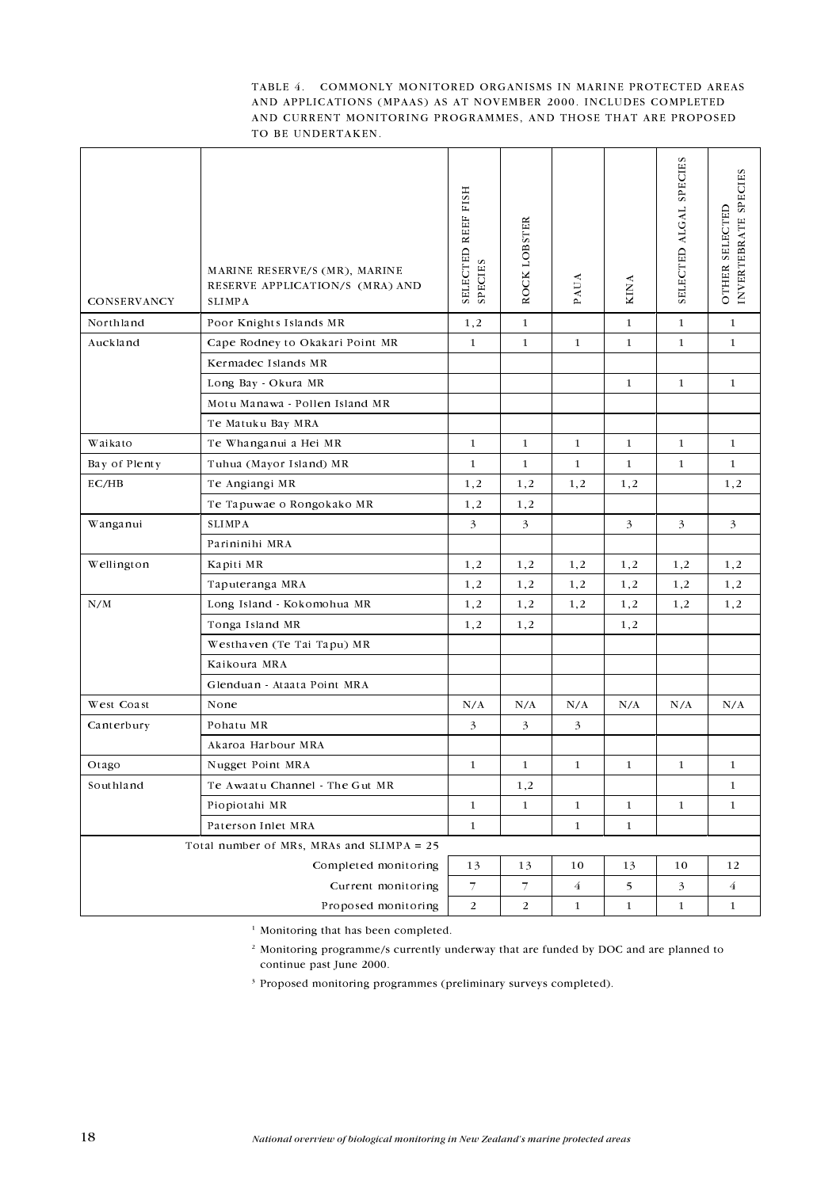TABLE 4. COMMONLY MONITORED ORGANISMS IN MARINE PROTECTED AREAS AND APPLICATIONS (MPAAS) AS AT NOVEMBER 2000. INCLUDES COMPLETED AND CURRENT MONITORING PROGRAMMES, AND THOSE THAT ARE PROPOSED TO BE UNDERTAKEN.

| CONSERVANCY | MARINE RESERVE/S (MR), MARINE RESERVE APPLICATION/S (MRA) AND SLIMPA | SELECTED REEF FISH SPECIES | ROCK LOBSTER | PAUA | KINA | SELECTED ALGAL SPECIES | OTHER SELECTED INVERTEBRATE SPECIES |
|---|---|---|---|---|---|---|---|
| Northland | Poor Knights Islands MR | 1,2 | 1 | | 1 | 1 | 1 |
| Auckland | Cape Rodney to Okakari Point MR | 1 | 1 | 1 | 1 | 1 | 1 |
| | Kermadec Islands MR | | | | | | |
| | Long Bay - Okura MR | | | | 1 | 1 | 1 |
| | Motu Manawa - Pollen Island MR | | | | | | |
| | Te Matuku Bay MRA | | | | | | |
| Waikato | Te Whanganui a Hei MR | 1 | 1 | 1 | 1 | 1 | 1 |
| Bay of Plenty | Tuhua (Mayor Island) MR | 1 | 1 | 1 | 1 | 1 | 1 |
| EC/HB | Te Angiangi MR | 1,2 | 1,2 | 1,2 | 1,2 | | 1,2 |
| | Te Tapuwae o Rongokako MR | 1,2 | 1,2 | | | | |
| Wanganui | SLIMPA | 3 | 3 | | 3 | 3 | 3 |
| | Parininihi MRA | | | | | | |
| Wellington | Kapiti MR | 1,2 | 1,2 | 1,2 | 1,2 | 1,2 | 1,2 |
| | Taputeranga MRA | 1,2 | 1,2 | 1,2 | 1,2 | 1,2 | 1,2 |
| N/M | Long Island - Kokomohua MR | 1,2 | 1,2 | 1,2 | 1,2 | 1,2 | 1,2 |
| | Tonga Island MR | 1,2 | 1,2 | | 1,2 | | |
| | Westhaven (Te Tai Tapu) MR | | | | | | |
| | Kaikoura MRA | | | | | | |
| | Glenduan - Ataata Point MRA | | | | | | |
| West Coast | None | N/A | N/A | N/A | N/A | N/A | N/A |
| Canterbury | Pohatu MR | 3 | 3 | 3 | | | |
| | Akaroa Harbour MRA | | | | | | |
| Otago | Nugget Point MRA | 1 | 1 | 1 | 1 | 1 | 1 |
| Southland | Te Awaatu Channel - The Gut MR | | 1,2 | | | | 1 |
| | Piopiotahi MR | 1 | 1 | 1 | 1 | 1 | 1 |
| | Paterson Inlet MRA | 1 | | 1 | 1 | | |
| Total number of MRs, MRAs and SLIMPA = 25 | | | | | | | |
| | Completed monitoring | 13 | 13 | 10 | 13 | 10 | 12 |
| | Current monitoring | 7 | 7 | 4 | 5 | 3 | 4 |
| | Proposed monitoring | 2 | 2 | 1 | 1 | 1 | 1 |

[1] Monitoring that has been completed.

[2] Monitoring programme/s currently underway that are funded by DOC and are planned to continue past June 2000.

[3] Proposed monitoring programmes (preliminary surveys completed).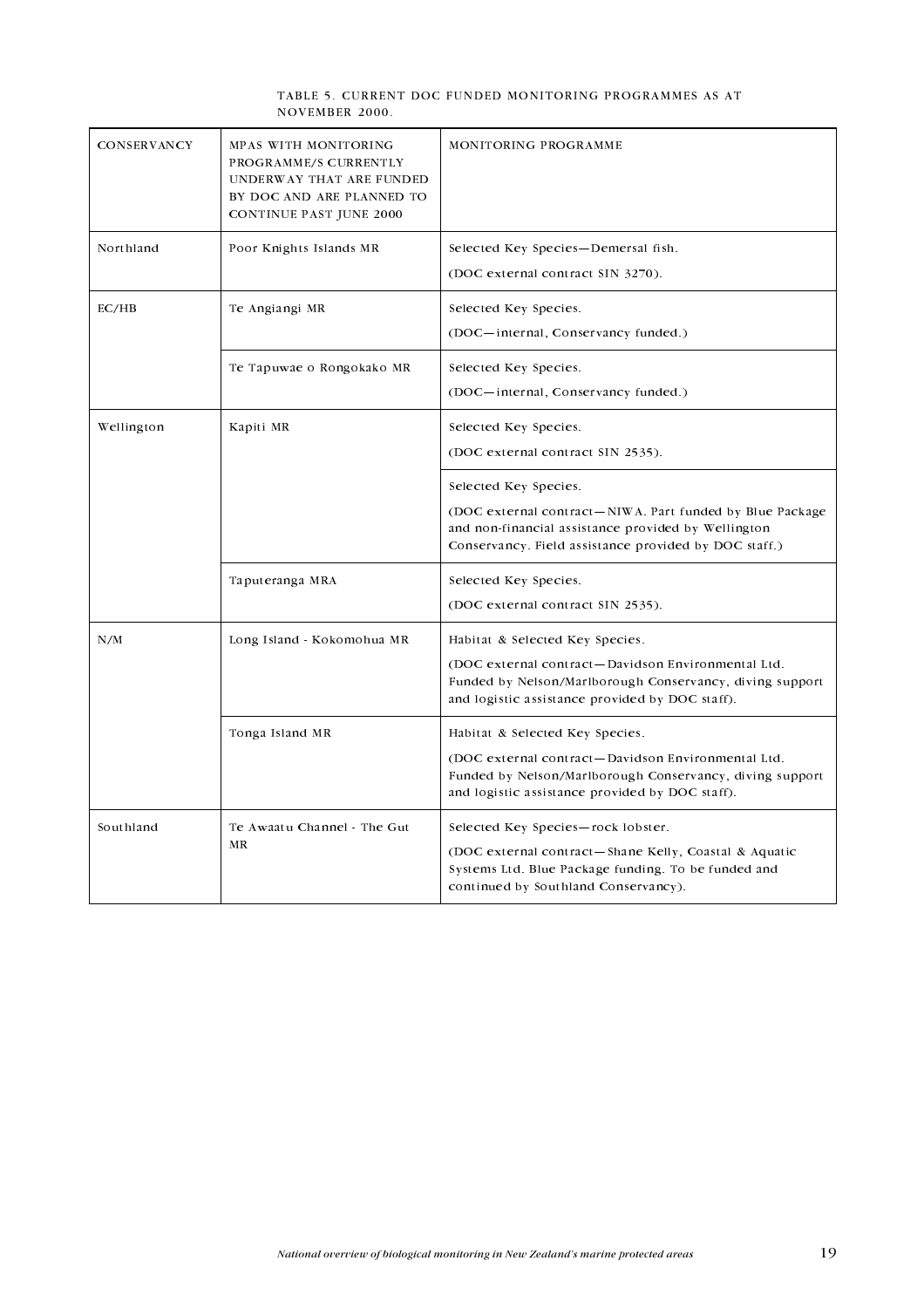TABLE 5. CURRENT DOC FUNDED MONITORING PROGRAMMES AS AT NOVEMBER 2000.

| CONSERVANCY | MPAS WITH MONITORING PROGRAMME/S CURRENTLY UNDERWAY THAT ARE FUNDED BY DOC AND ARE PLANNED TO CONTINUE PAST JUNE 2000 | MONITORING PROGRAMME |
|---|---|---|
| Northland | Poor Knights Islands MR | Selected Key Species—Demersal fish. (DOC external contract SIN 3270). |
| EC/HB | Te Angiangi MR | Selected Key Species. (DOC—internal, Conservancy funded.) |
| | Te Tapuwae o Rongokako MR | Selected Key Species. (DOC—internal, Conservancy funded.) |
| Wellington | Kapiti MR | Selected Key Species. (DOC external contract SIN 2535). |
| | | Selected Key Species. (DOC external contract—NIWA. Part funded by Blue Package and non-financial assistance provided by Wellington Conservancy. Field assistance provided by DOC staff.) |
| | Taputeranga MRA | Selected Key Species. (DOC external contract SIN 2535). |
| N/M | Long Island - Kokomohua MR | Habitat & Selected Key Species. (DOC external contract—Davidson Environmental Ltd. Funded by Nelson/Marlborough Conservancy, diving support and logistic assistance provided by DOC staff). |
| | Tonga Island MR | Habitat & Selected Key Species. (DOC external contract—Davidson Environmental Ltd. Funded by Nelson/Marlborough Conservancy, diving support and logistic assistance provided by DOC staff). |
| Southland | Te Awaatu Channel - The Gut MR | Selected Key Species—rock lobster. (DOC external contract—Shane Kelly, Coastal & Aquatic Systems Ltd. Blue Package funding. To be funded and continued by Southland Conservancy). |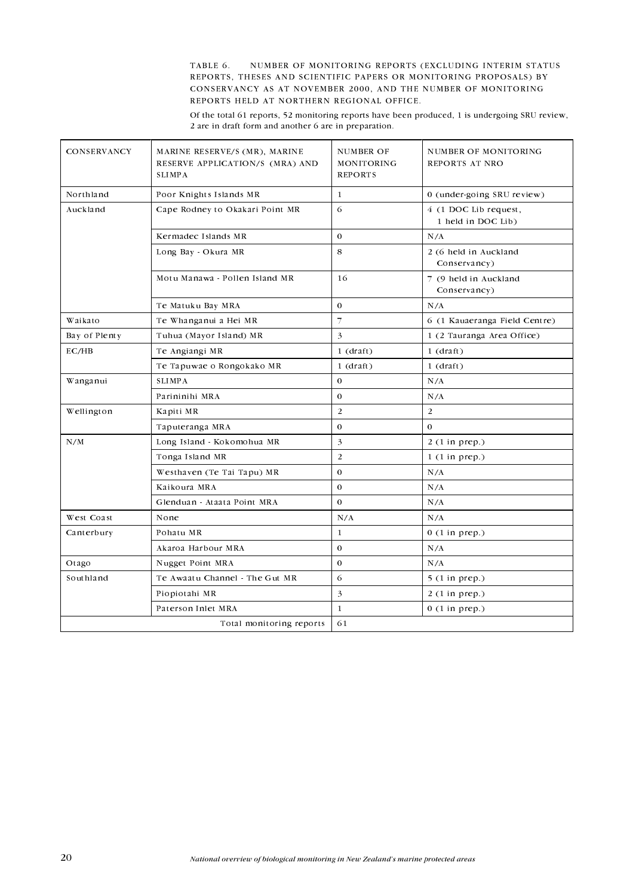TABLE 6. NUMBER OF MONITORING REPORTS (EXCLUDING INTERIM STATUS REPORTS, THESES AND SCIENTIFIC PAPERS OR MONITORING PROPOSALS) BY CONSERVANCY AS AT NOVEMBER 2000, AND THE NUMBER OF MONITORING REPORTS HELD AT NORTHERN REGIONAL OFFICE.

Of the total 61 reports, 52 monitoring reports have been produced, 1 is undergoing SRU review, 2 are in draft form and another 6 are in preparation.

| CONSERVANCY | MARINE RESERVE/S (MR), MARINE RESERVE APPLICATION/S (MRA) AND SLIMPA | NUMBER OF MONITORING REPORTS | NUMBER OF MONITORING REPORTS AT NRO |
|---|---|---|---|
| Northland | Poor Knights Islands MR | 1 | 0 (under-going SRU review) |
| Auckland | Cape Rodney to Okakari Point MR | 6 | 4 (1 DOC Lib request, 1 held in DOC Lib) |
| | Kermadec Islands MR | 0 | N/A |
| | Long Bay - Okura MR | 8 | 2 (6 held in Auckland Conservancy) |
| | Motu Manawa - Pollen Island MR | 16 | 7 (9 held in Auckland Conservancy) |
| | Te Matuku Bay MRA | 0 | N/A |
| Waikato | Te Whanganui a Hei MR | 7 | 6 (1 Kauaeranga Field Centre) |
| Bay of Plenty | Tuhua (Mayor Island) MR | 3 | 1 (2 Tauranga Area Office) |
| EC/HB | Te Angiangi MR | 1 (draft) | 1 (draft) |
| | Te Tapuwae o Rongokako MR | 1 (draft) | 1 (draft) |
| Wanganui | SLIMPA | 0 | N/A |
| | Parininihi MRA | 0 | N/A |
| Wellington | Kapiti MR | 2 | 2 |
| | Taputeranga MRA | 0 | 0 |
| N/M | Long Island - Kokomohua MR | 3 | 2 (1 in prep.) |
| | Tonga Island MR | 2 | 1 (1 in prep.) |
| | Westhaven (Te Tai Tapu) MR | 0 | N/A |
| | Kaikoura MRA | 0 | N/A |
| | Glenduan - Ataata Point MRA | 0 | N/A |
| West Coast | None | N/A | N/A |
| Canterbury | Pohatu MR | 1 | 0 (1 in prep.) |
| | Akaroa Harbour MRA | 0 | N/A |
| Otago | Nugget Point MRA | 0 | N/A |
| Southland | Te Awaatu Channel - The Gut MR | 6 | 5 (1 in prep.) |
| | Piopiotahi MR | 3 | 2 (1 in prep.) |
| | Paterson Inlet MRA | 1 | 0 (1 in prep.) |
| | Total monitoring reports | 61 | |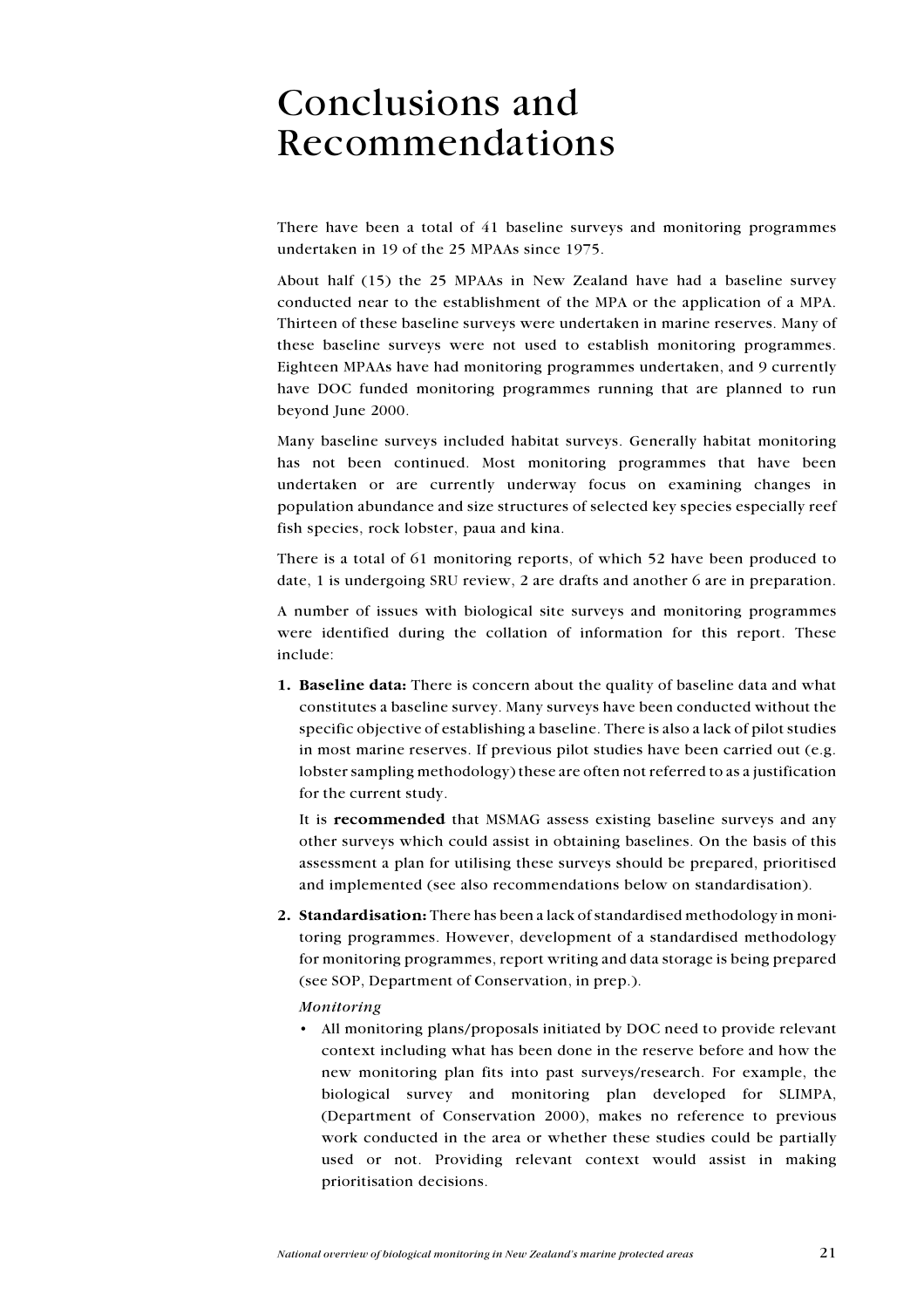# Conclusions and Recommendations

There have been a total of 41 baseline surveys and monitoring programmes undertaken in 19 of the 25 MPAAs since 1975.

About half (15) the 25 MPAAs in New Zealand have had a baseline survey conducted near to the establishment of the MPA or the application of a MPA. Thirteen of these baseline surveys were undertaken in marine reserves. Many of these baseline surveys were not used to establish monitoring programmes. Eighteen MPAAs have had monitoring programmes undertaken, and 9 currently have DOC funded monitoring programmes running that are planned to run beyond June 2000.

Many baseline surveys included habitat surveys. Generally habitat monitoring has not been continued. Most monitoring programmes that have been undertaken or are currently underway focus on examining changes in population abundance and size structures of selected key species especially reef fish species, rock lobster, paua and kina.

There is a total of 61 monitoring reports, of which 52 have been produced to date, 1 is undergoing SRU review, 2 are drafts and another 6 are in preparation.

A number of issues with biological site surveys and monitoring programmes were identified during the collation of information for this report. These include:

1. **Baseline data:** There is concern about the quality of baseline data and what constitutes a baseline survey. Many surveys have been conducted without the specific objective of establishing a baseline. There is also a lack of pilot studies in most marine reserves. If previous pilot studies have been carried out (e.g. lobster sampling methodology) these are often not referred to as a justification for the current study.

   It is **recommended** that MSMAG assess existing baseline surveys and any other surveys which could assist in obtaining baselines. On the basis of this assessment a plan for utilising these surveys should be prepared, prioritised and implemented (see also recommendations below on standardisation).

2. **Standardisation:** There has been a lack of standardised methodology in monitoring programmes. However, development of a standardised methodology for monitoring programmes, report writing and data storage is being prepared (see SOP, Department of Conservation, in prep.).

   *Monitoring*

   - All monitoring plans/proposals initiated by DOC need to provide relevant context including what has been done in the reserve before and how the new monitoring plan fits into past surveys/research. For example, the biological survey and monitoring plan developed for SLIMPA, (Department of Conservation 2000), makes no reference to previous work conducted in the area or whether these studies could be partially used or not. Providing relevant context would assist in making prioritisation decisions.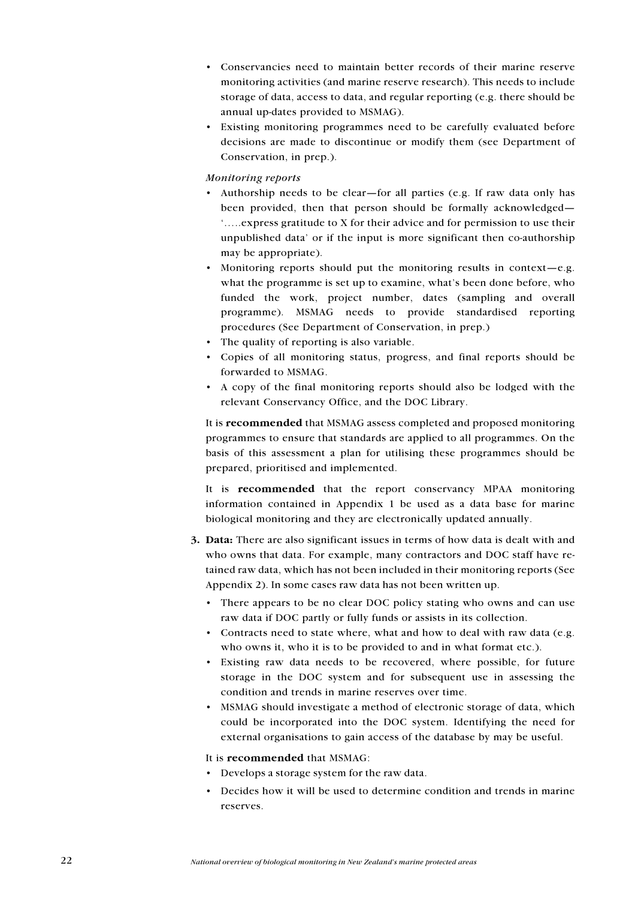- Conservancies need to maintain better records of their marine reserve monitoring activities (and marine reserve research). This needs to include storage of data, access to data, and regular reporting (e.g. there should be annual up-dates provided to MSMAG).
- Existing monitoring programmes need to be carefully evaluated before decisions are made to discontinue or modify them (see Department of Conservation, in prep.).

*Monitoring reports*

- Authorship needs to be clear—for all parties (e.g. If raw data only has been provided, then that person should be formally acknowledged—'.....express gratitude to X for their advice and for permission to use their unpublished data' or if the input is more significant then co-authorship may be appropriate).
- Monitoring reports should put the monitoring results in context—e.g. what the programme is set up to examine, what's been done before, who funded the work, project number, dates (sampling and overall programme). MSMAG needs to provide standardised reporting procedures (See Department of Conservation, in prep.)
- The quality of reporting is also variable.
- Copies of all monitoring status, progress, and final reports should be forwarded to MSMAG.
- A copy of the final monitoring reports should also be lodged with the relevant Conservancy Office, and the DOC Library.

It is **recommended** that MSMAG assess completed and proposed monitoring programmes to ensure that standards are applied to all programmes. On the basis of this assessment a plan for utilising these programmes should be prepared, prioritised and implemented.

It is **recommended** that the report conservancy MPAA monitoring information contained in Appendix 1 be used as a data base for marine biological monitoring and they are electronically updated annually.

3. **Data:** There are also significant issues in terms of how data is dealt with and who owns that data. For example, many contractors and DOC staff have retained raw data, which has not been included in their monitoring reports (See Appendix 2). In some cases raw data has not been written up.

   - There appears to be no clear DOC policy stating who owns and can use raw data if DOC partly or fully funds or assists in its collection.
   - Contracts need to state where, what and how to deal with raw data (e.g. who owns it, who it is to be provided to and in what format etc.).
   - Existing raw data needs to be recovered, where possible, for future storage in the DOC system and for subsequent use in assessing the condition and trends in marine reserves over time.
   - MSMAG should investigate a method of electronic storage of data, which could be incorporated into the DOC system. Identifying the need for external organisations to gain access of the database by may be useful.

   It is **recommended** that MSMAG:

   - Develops a storage system for the raw data.
   - Decides how it will be used to determine condition and trends in marine reserves.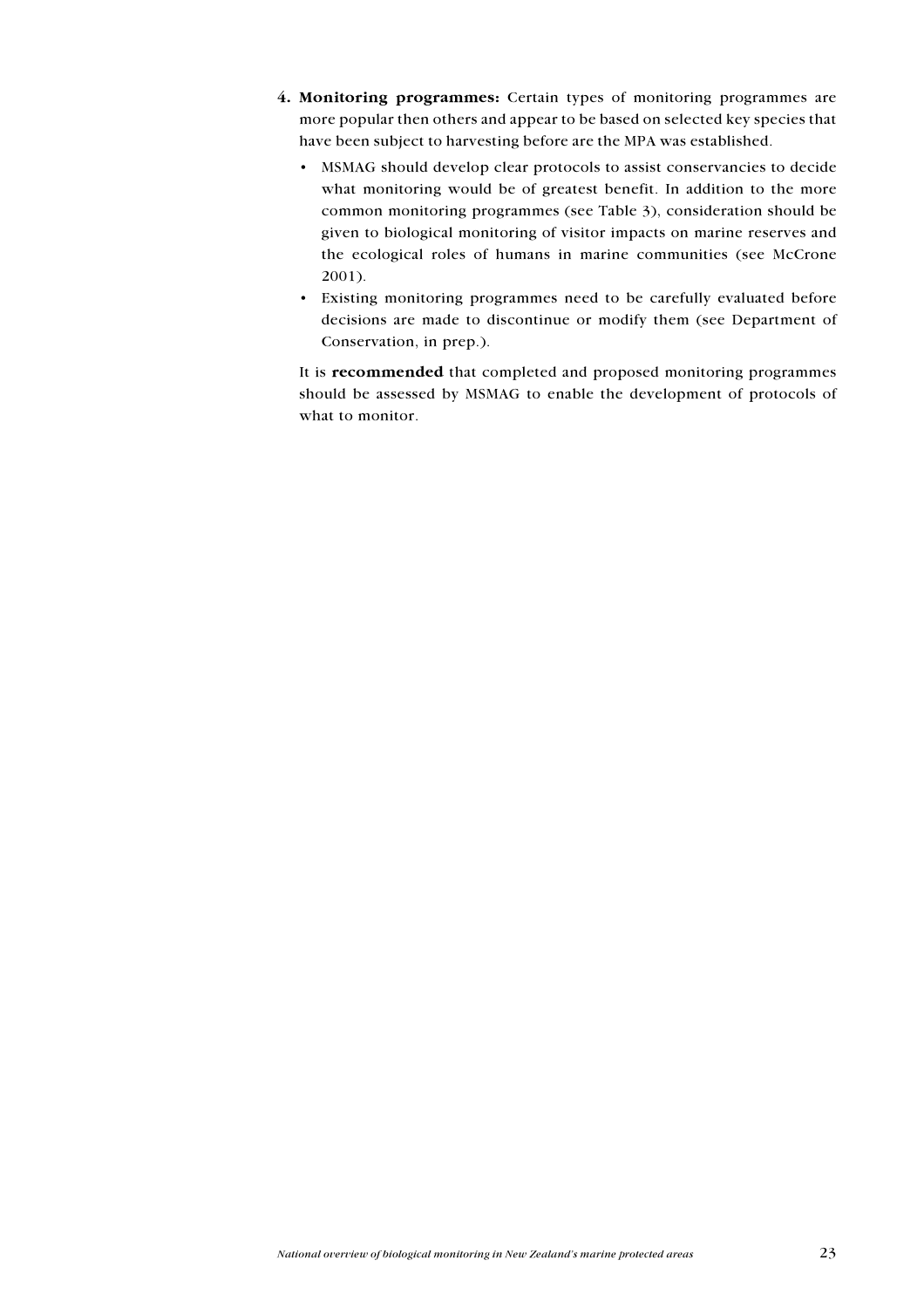4. **Monitoring programmes:** Certain types of monitoring programmes are more popular then others and appear to be based on selected key species that have been subject to harvesting before are the MPA was established.

   - MSMAG should develop clear protocols to assist conservancies to decide what monitoring would be of greatest benefit. In addition to the more common monitoring programmes (see Table 3), consideration should be given to biological monitoring of visitor impacts on marine reserves and the ecological roles of humans in marine communities (see McCrone 2001).
   - Existing monitoring programmes need to be carefully evaluated before decisions are made to discontinue or modify them (see Department of Conservation, in prep.).

   It is **recommended** that completed and proposed monitoring programmes should be assessed by MSMAG to enable the development of protocols of what to monitor.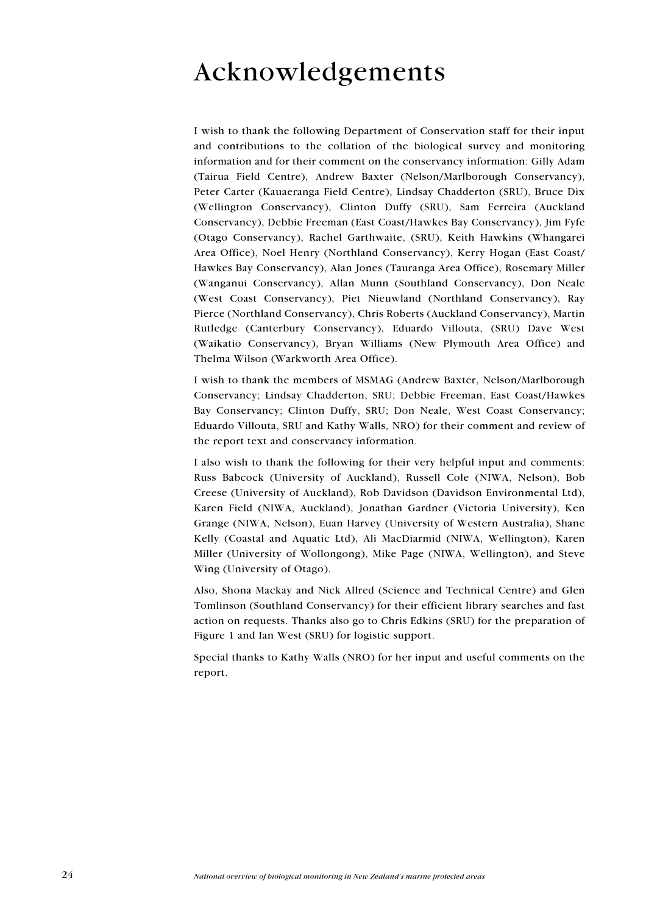# Acknowledgements

I wish to thank the following Department of Conservation staff for their input and contributions to the collation of the biological survey and monitoring information and for their comment on the conservancy information: Gilly Adam (Tairua Field Centre), Andrew Baxter (Nelson/Marlborough Conservancy), Peter Carter (Kauaeranga Field Centre), Lindsay Chadderton (SRU), Bruce Dix (Wellington Conservancy), Clinton Duffy (SRU), Sam Ferreira (Auckland Conservancy), Debbie Freeman (East Coast/Hawkes Bay Conservancy), Jim Fyfe (Otago Conservancy), Rachel Garthwaite, (SRU), Keith Hawkins (Whangarei Area Office), Noel Henry (Northland Conservancy), Kerry Hogan (East Coast/ Hawkes Bay Conservancy), Alan Jones (Tauranga Area Office), Rosemary Miller (Wanganui Conservancy), Allan Munn (Southland Conservancy), Don Neale (West Coast Conservancy), Piet Nieuwland (Northland Conservancy), Ray Pierce (Northland Conservancy), Chris Roberts (Auckland Conservancy), Martin Rutledge (Canterbury Conservancy), Eduardo Villouta, (SRU) Dave West (Waikatio Conservancy), Bryan Williams (New Plymouth Area Office) and Thelma Wilson (Warkworth Area Office).

I wish to thank the members of MSMAG (Andrew Baxter, Nelson/Marlborough Conservancy; Lindsay Chadderton, SRU; Debbie Freeman, East Coast/Hawkes Bay Conservancy; Clinton Duffy, SRU; Don Neale, West Coast Conservancy; Eduardo Villouta, SRU and Kathy Walls, NRO) for their comment and review of the report text and conservancy information.

I also wish to thank the following for their very helpful input and comments: Russ Babcock (University of Auckland), Russell Cole (NIWA, Nelson), Bob Creese (University of Auckland), Rob Davidson (Davidson Environmental Ltd), Karen Field (NIWA, Auckland), Jonathan Gardner (Victoria University), Ken Grange (NIWA, Nelson), Euan Harvey (University of Western Australia), Shane Kelly (Coastal and Aquatic Ltd), Ali MacDiarmid (NIWA, Wellington), Karen Miller (University of Wollongong), Mike Page (NIWA, Wellington), and Steve Wing (University of Otago).

Also, Shona Mackay and Nick Allred (Science and Technical Centre) and Glen Tomlinson (Southland Conservancy) for their efficient library searches and fast action on requests. Thanks also go to Chris Edkins (SRU) for the preparation of Figure 1 and Ian West (SRU) for logistic support.

Special thanks to Kathy Walls (NRO) for her input and useful comments on the report.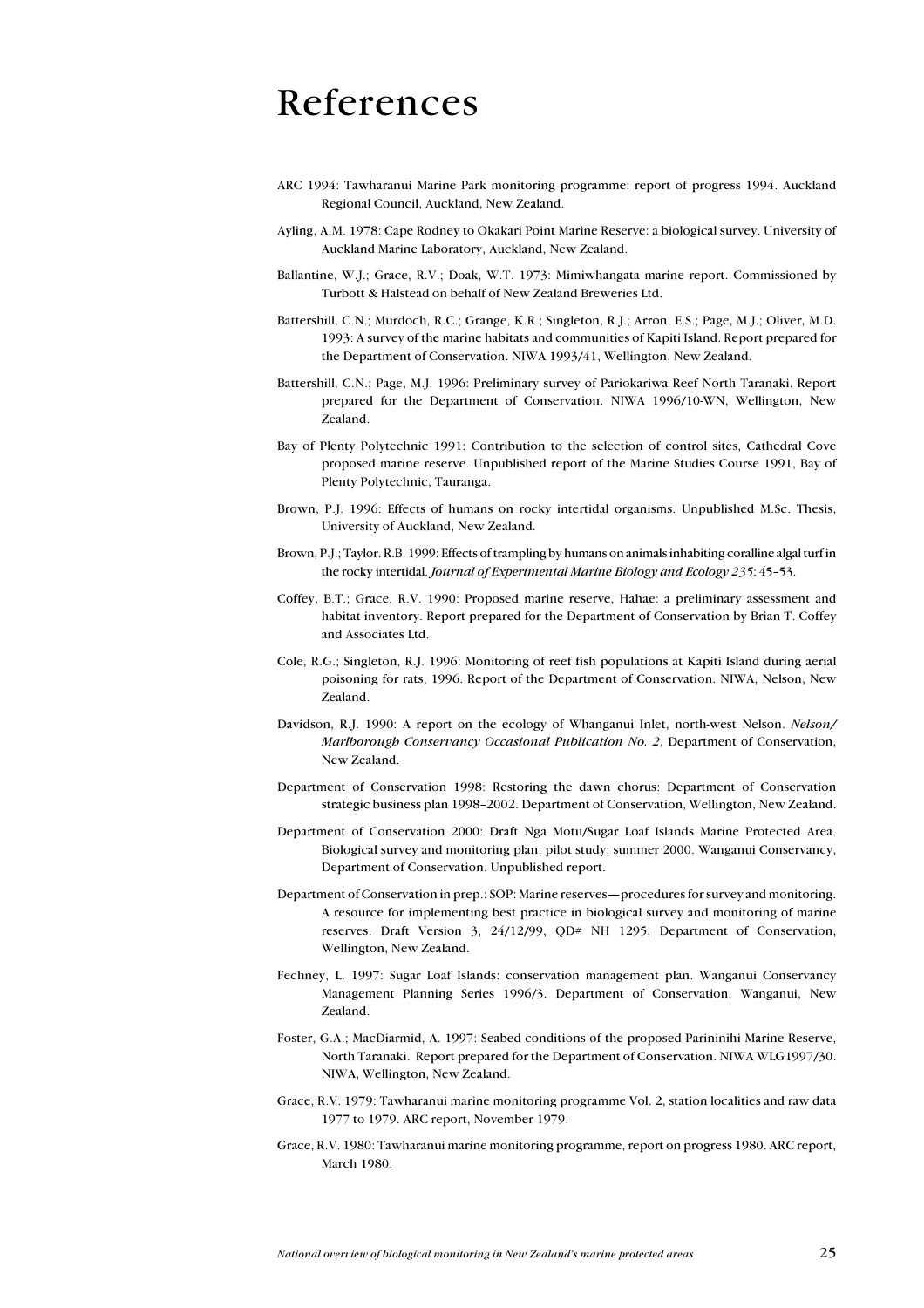# References

ARC 1994: Tawharanui Marine Park monitoring programme: report of progress 1994. Auckland Regional Council, Auckland, New Zealand.

Ayling, A.M. 1978: Cape Rodney to Okakari Point Marine Reserve: a biological survey. University of Auckland Marine Laboratory, Auckland, New Zealand.

Ballantine, W.J.; Grace, R.V.; Doak, W.T. 1973: Mimiwhangata marine report. Commissioned by Turbott & Halstead on behalf of New Zealand Breweries Ltd.

Battershill, C.N.; Murdoch, R.C.; Grange, K.R.; Singleton, R.J.; Arron, E.S.; Page, M.J.; Oliver, M.D. 1993: A survey of the marine habitats and communities of Kapiti Island. Report prepared for the Department of Conservation. NIWA 1993/41, Wellington, New Zealand.

Battershill, C.N.; Page, M.J. 1996: Preliminary survey of Pariokariwa Reef North Taranaki. Report prepared for the Department of Conservation. NIWA 1996/10-WN, Wellington, New Zealand.

Bay of Plenty Polytechnic 1991: Contribution to the selection of control sites, Cathedral Cove proposed marine reserve. Unpublished report of the Marine Studies Course 1991, Bay of Plenty Polytechnic, Tauranga.

Brown, P.J. 1996: Effects of humans on rocky intertidal organisms. Unpublished M.Sc. Thesis, University of Auckland, New Zealand.

Brown, P.J.; Taylor. R.B. 1999: Effects of trampling by humans on animals inhabiting coralline algal turf in the rocky intertidal. *Journal of Experimental Marine Biology and Ecology 235*: 45–53.

Coffey, B.T.; Grace, R.V. 1990: Proposed marine reserve, Hahae: a preliminary assessment and habitat inventory. Report prepared for the Department of Conservation by Brian T. Coffey and Associates Ltd.

Cole, R.G.; Singleton, R.J. 1996: Monitoring of reef fish populations at Kapiti Island during aerial poisoning for rats, 1996. Report of the Department of Conservation. NIWA, Nelson, New Zealand.

Davidson, R.J. 1990: A report on the ecology of Whanganui Inlet, north-west Nelson. *Nelson/ Marlborough Conservancy Occasional Publication No. 2*, Department of Conservation, New Zealand.

Department of Conservation 1998: Restoring the dawn chorus: Department of Conservation strategic business plan 1998–2002. Department of Conservation, Wellington, New Zealand.

Department of Conservation 2000: Draft Nga Motu/Sugar Loaf Islands Marine Protected Area. Biological survey and monitoring plan: pilot study: summer 2000. Wanganui Conservancy, Department of Conservation. Unpublished report.

Department of Conservation in prep.: SOP: Marine reserves—procedures for survey and monitoring. A resource for implementing best practice in biological survey and monitoring of marine reserves. Draft Version 3, 24/12/99, QD# NH 1295, Department of Conservation, Wellington, New Zealand.

Fechney, L. 1997: Sugar Loaf Islands: conservation management plan. Wanganui Conservancy Management Planning Series 1996/3. Department of Conservation, Wanganui, New Zealand.

Foster, G.A.; MacDiarmid, A. 1997: Seabed conditions of the proposed Parininihi Marine Reserve, North Taranaki. Report prepared for the Department of Conservation. NIWA WLG1997/30. NIWA, Wellington, New Zealand.

Grace, R.V. 1979: Tawharanui marine monitoring programme Vol. 2, station localities and raw data 1977 to 1979. ARC report, November 1979.

Grace, R.V. 1980: Tawharanui marine monitoring programme, report on progress 1980. ARC report, March 1980.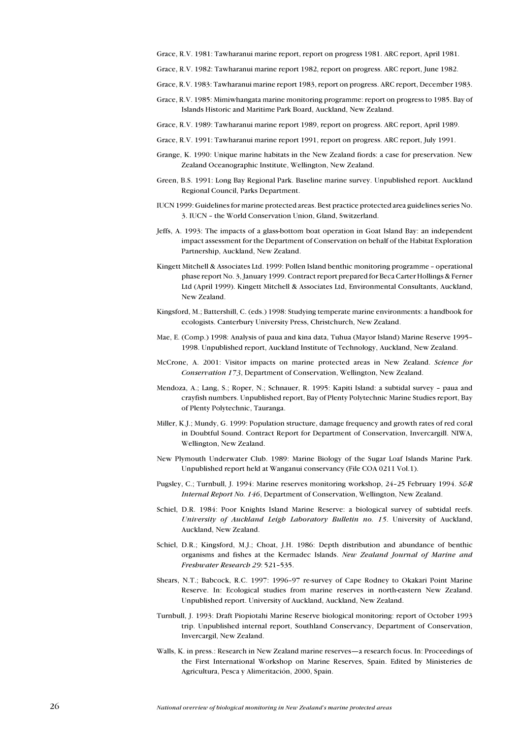Grace, R.V. 1981: Tawharanui marine report, report on progress 1981. ARC report, April 1981.

Grace, R.V. 1982: Tawharanui marine report 1982, report on progress. ARC report, June 1982.

Grace, R.V. 1983: Tawharanui marine report 1983, report on progress. ARC report, December 1983.

Grace, R.V. 1985: Mimiwhangata marine monitoring programme: report on progress to 1985. Bay of Islands Historic and Maritime Park Board, Auckland, New Zealand.

Grace, R.V. 1989: Tawharanui marine report 1989, report on progress. ARC report, April 1989.

Grace, R.V. 1991: Tawharanui marine report 1991, report on progress. ARC report, July 1991.

Grange, K. 1990: Unique marine habitats in the New Zealand fiords: a case for preservation. New Zealand Oceanographic Institute, Wellington, New Zealand.

Green, B.S. 1991: Long Bay Regional Park. Baseline marine survey. Unpublished report. Auckland Regional Council, Parks Department.

IUCN 1999: Guidelines for marine protected areas. Best practice protected area guidelines series No. 3. IUCN – the World Conservation Union, Gland, Switzerland.

Jeffs, A. 1993: The impacts of a glass-bottom boat operation in Goat Island Bay: an independent impact assessment for the Department of Conservation on behalf of the Habitat Exploration Partnership, Auckland, New Zealand.

Kingett Mitchell & Associates Ltd. 1999: Pollen Island benthic monitoring programme – operational phase report No. 3, January 1999. Contract report prepared for Beca Carter Hollings & Ferner Ltd (April 1999). Kingett Mitchell & Associates Ltd, Environmental Consultants, Auckland, New Zealand.

Kingsford, M.; Battershill, C. (eds.) 1998: Studying temperate marine environments: a handbook for ecologists. Canterbury University Press, Christchurch, New Zealand.

Mae, E. (Comp.) 1998: Analysis of paua and kina data, Tuhua (Mayor Island) Marine Reserve 1995–1998. Unpublished report, Auckland Institute of Technology, Auckland, New Zealand.

McCrone, A. 2001: Visitor impacts on marine protected areas in New Zealand. *Science for Conservation 173*, Department of Conservation, Wellington, New Zealand.

Mendoza, A.; Lang, S.; Roper, N.; Schnauer, R. 1995: Kapiti Island: a subtidal survey – paua and crayfish numbers. Unpublished report, Bay of Plenty Polytechnic Marine Studies report, Bay of Plenty Polytechnic, Tauranga.

Miller, K.J.; Mundy, G. 1999: Population structure, damage frequency and growth rates of red coral in Doubtful Sound. Contract Report for Department of Conservation, Invercargill. NIWA, Wellington, New Zealand.

New Plymouth Underwater Club. 1989: Marine Biology of the Sugar Loaf Islands Marine Park. Unpublished report held at Wanganui conservancy (File COA 0211 Vol.1).

Pugsley, C.; Turnbull, J. 1994: Marine reserves monitoring workshop, 24–25 February 1994. *S&R Internal Report No. 146*, Department of Conservation, Wellington, New Zealand.

Schiel, D.R. 1984: Poor Knights Island Marine Reserve: a biological survey of subtidal reefs. *University of Auckland Leigh Laboratory Bulletin no. 15*. University of Auckland, Auckland, New Zealand.

Schiel, D.R.; Kingsford, M.J.; Choat, J.H. 1986: Depth distribution and abundance of benthic organisms and fishes at the Kermadec Islands. *New Zealand Journal of Marine and Freshwater Research 29*: 521–535.

Shears, N.T.; Babcock, R.C. 1997: 1996–97 re-survey of Cape Rodney to Okakari Point Marine Reserve. In: Ecological studies from marine reserves in north-eastern New Zealand. Unpublished report. University of Auckland, Auckland, New Zealand.

Turnbull, J. 1993: Draft Piopiotahi Marine Reserve biological monitoring: report of October 1993 trip. Unpublished internal report, Southland Conservancy, Department of Conservation, Invercargil, New Zealand.

Walls, K. in press.: Research in New Zealand marine reserves—a research focus. In: Proceedings of the First International Workshop on Marine Reserves, Spain. Edited by Ministeries de Agricultura, Pesca y Alimeritación, 2000, Spain.